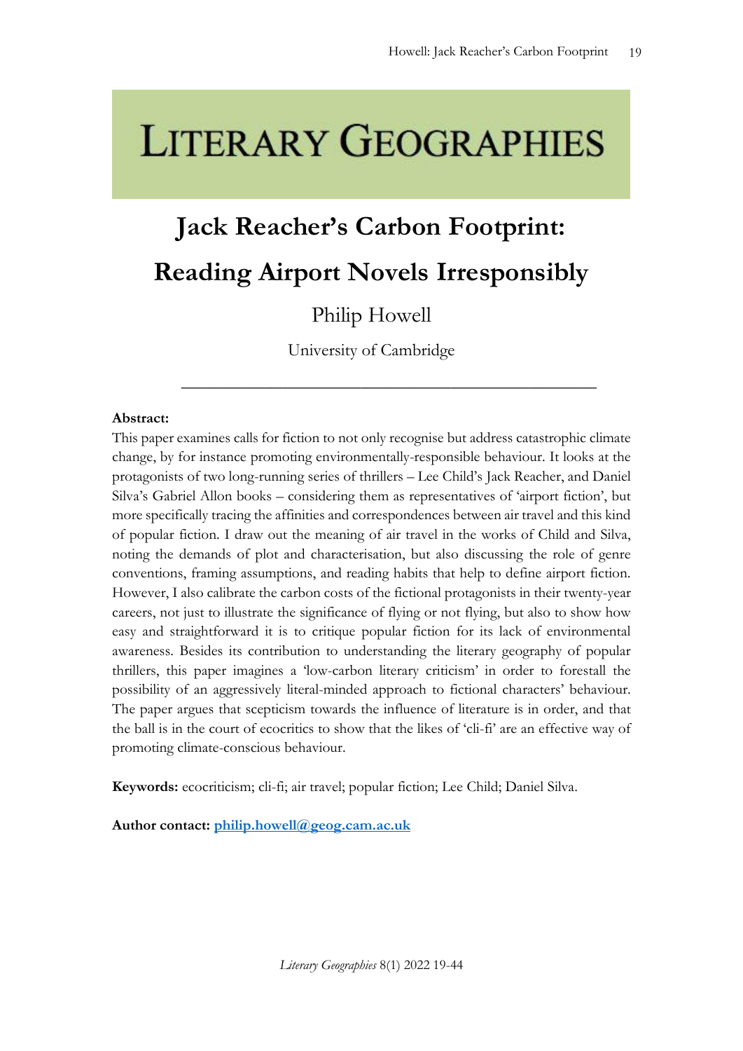# LITERARY GEOGRAPHIES

# Jack Reacher's Carbon Footprint: Reading Airport Novels Irresponsibly

Philip Howell

University of Cambridge

---

**Abstract:**

This paper examines calls for fiction to not only recognise but address catastrophic climate change, by for instance promoting environmentally-responsible behaviour. It looks at the protagonists of two long-running series of thrillers – Lee Child's Jack Reacher, and Daniel Silva's Gabriel Allon books – considering them as representatives of 'airport fiction', but more specifically tracing the affinities and correspondences between air travel and this kind of popular fiction. I draw out the meaning of air travel in the works of Child and Silva, noting the demands of plot and characterisation, but also discussing the role of genre conventions, framing assumptions, and reading habits that help to define airport fiction. However, I also calibrate the carbon costs of the fictional protagonists in their twenty-year careers, not just to illustrate the significance of flying or not flying, but also to show how easy and straightforward it is to critique popular fiction for its lack of environmental awareness. Besides its contribution to understanding the literary geography of popular thrillers, this paper imagines a 'low-carbon literary criticism' in order to forestall the possibility of an aggressively literal-minded approach to fictional characters' behaviour. The paper argues that scepticism towards the influence of literature is in order, and that the ball is in the court of ecocritics to show that the likes of 'cli-fi' are an effective way of promoting climate-conscious behaviour.

**Keywords:** ecocriticism; cli-fi; air travel; popular fiction; Lee Child; Daniel Silva.

**Author contact:** philip.howell@geog.cam.ac.uk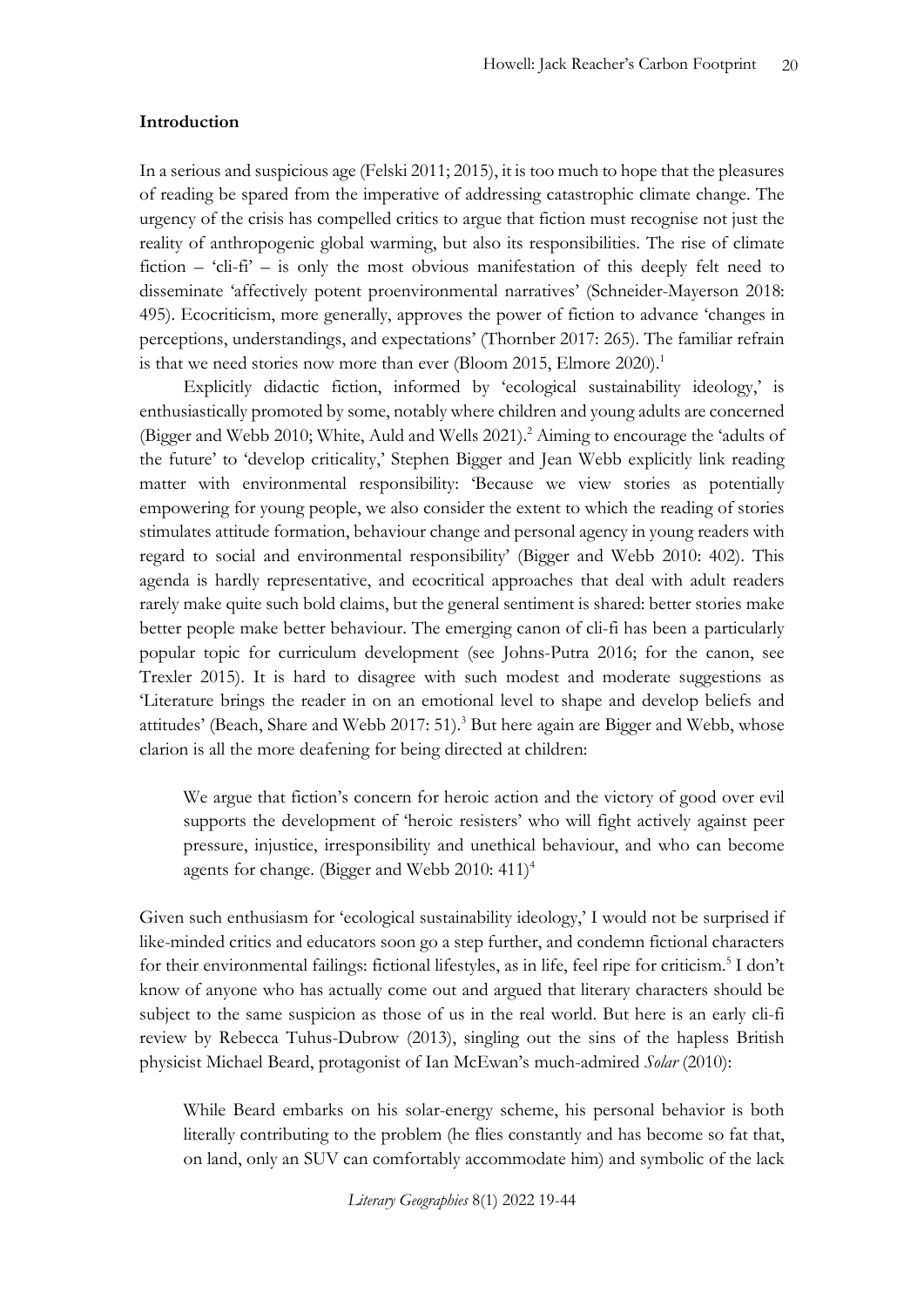## Introduction

In a serious and suspicious age (Felski 2011; 2015), it is too much to hope that the pleasures of reading be spared from the imperative of addressing catastrophic climate change. The urgency of the crisis has compelled critics to argue that fiction must recognise not just the reality of anthropogenic global warming, but also its responsibilities. The rise of climate fiction – 'cli-fi' – is only the most obvious manifestation of this deeply felt need to disseminate 'affectively potent proenvironmental narratives' (Schneider-Mayerson 2018: 495). Ecocriticism, more generally, approves the power of fiction to advance 'changes in perceptions, understandings, and expectations' (Thornber 2017: 265). The familiar refrain is that we need stories now more than ever (Bloom 2015, Elmore 2020).[1]

Explicitly didactic fiction, informed by 'ecological sustainability ideology,' is enthusiastically promoted by some, notably where children and young adults are concerned (Bigger and Webb 2010; White, Auld and Wells 2021).[2] Aiming to encourage the 'adults of the future' to 'develop criticality,' Stephen Bigger and Jean Webb explicitly link reading matter with environmental responsibility: 'Because we view stories as potentially empowering for young people, we also consider the extent to which the reading of stories stimulates attitude formation, behaviour change and personal agency in young readers with regard to social and environmental responsibility' (Bigger and Webb 2010: 402). This agenda is hardly representative, and ecocritical approaches that deal with adult readers rarely make quite such bold claims, but the general sentiment is shared: better stories make better people make better behaviour. The emerging canon of cli-fi has been a particularly popular topic for curriculum development (see Johns-Putra 2016; for the canon, see Trexler 2015). It is hard to disagree with such modest and moderate suggestions as 'Literature brings the reader in on an emotional level to shape and develop beliefs and attitudes' (Beach, Share and Webb 2017: 51).[3] But here again are Bigger and Webb, whose clarion is all the more deafening for being directed at children:

> We argue that fiction's concern for heroic action and the victory of good over evil supports the development of 'heroic resisters' who will fight actively against peer pressure, injustice, irresponsibility and unethical behaviour, and who can become agents for change. (Bigger and Webb 2010: 411)[4]

Given such enthusiasm for 'ecological sustainability ideology,' I would not be surprised if like-minded critics and educators soon go a step further, and condemn fictional characters for their environmental failings: fictional lifestyles, as in life, feel ripe for criticism.[5] I don't know of anyone who has actually come out and argued that literary characters should be subject to the same suspicion as those of us in the real world. But here is an early cli-fi review by Rebecca Tuhus-Dubrow (2013), singling out the sins of the hapless British physicist Michael Beard, protagonist of Ian McEwan's much-admired *Solar* (2010):

> While Beard embarks on his solar-energy scheme, his personal behavior is both literally contributing to the problem (he flies constantly and has become so fat that, on land, only an SUV can comfortably accommodate him) and symbolic of the lack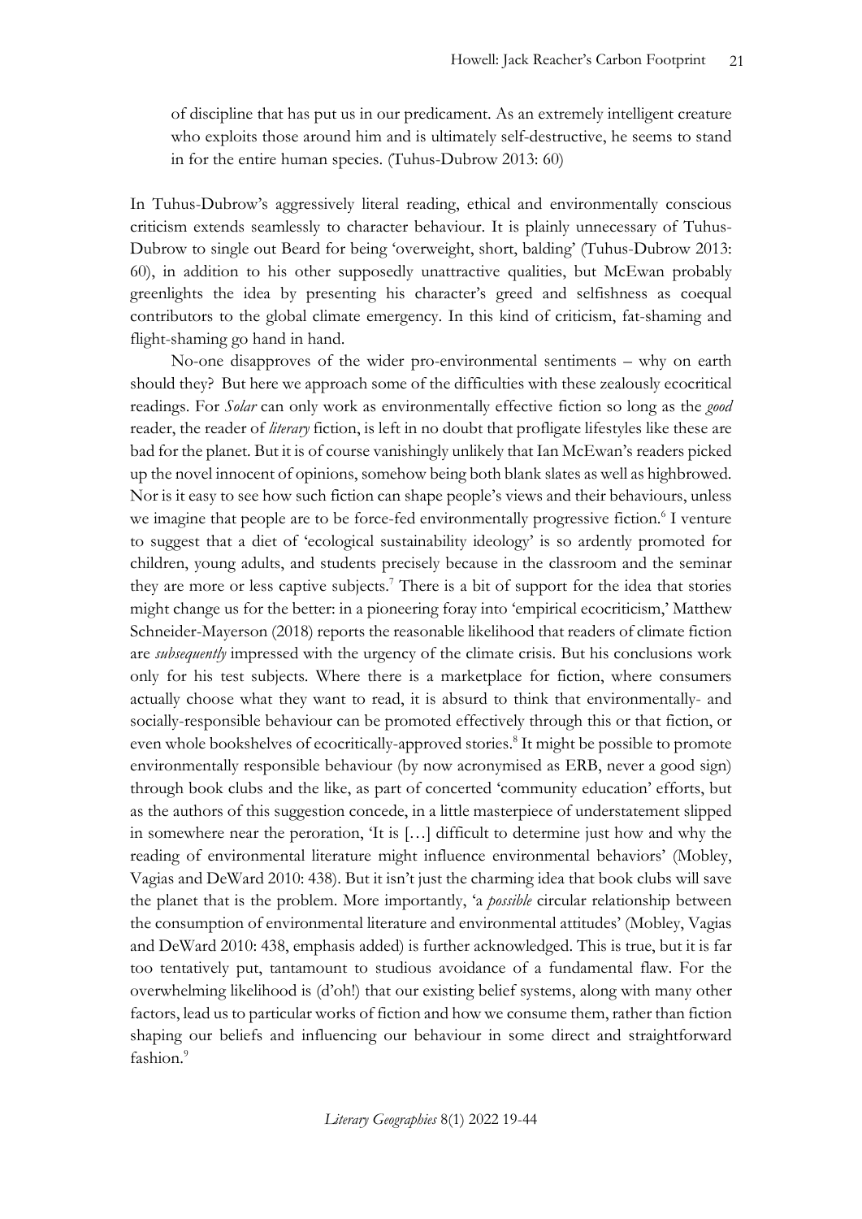> of discipline that has put us in our predicament. As an extremely intelligent creature who exploits those around him and is ultimately self-destructive, he seems to stand in for the entire human species. (Tuhus-Dubrow 2013: 60)

In Tuhus-Dubrow's aggressively literal reading, ethical and environmentally conscious criticism extends seamlessly to character behaviour. It is plainly unnecessary of Tuhus-Dubrow to single out Beard for being 'overweight, short, balding' (Tuhus-Dubrow 2013: 60), in addition to his other supposedly unattractive qualities, but McEwan probably greenlights the idea by presenting his character's greed and selfishness as coequal contributors to the global climate emergency. In this kind of criticism, fat-shaming and flight-shaming go hand in hand.

No-one disapproves of the wider pro-environmental sentiments – why on earth should they? But here we approach some of the difficulties with these zealously ecocritical readings. For *Solar* can only work as environmentally effective fiction so long as the *good* reader, the reader of *literary* fiction, is left in no doubt that profligate lifestyles like these are bad for the planet. But it is of course vanishingly unlikely that Ian McEwan's readers picked up the novel innocent of opinions, somehow being both blank slates as well as highbrowed. Nor is it easy to see how such fiction can shape people's views and their behaviours, unless we imagine that people are to be force-fed environmentally progressive fiction.[6] I venture to suggest that a diet of 'ecological sustainability ideology' is so ardently promoted for children, young adults, and students precisely because in the classroom and the seminar they are more or less captive subjects.[7] There is a bit of support for the idea that stories might change us for the better: in a pioneering foray into 'empirical ecocriticism,' Matthew Schneider-Mayerson (2018) reports the reasonable likelihood that readers of climate fiction are *subsequently* impressed with the urgency of the climate crisis. But his conclusions work only for his test subjects. Where there is a marketplace for fiction, where consumers actually choose what they want to read, it is absurd to think that environmentally- and socially-responsible behaviour can be promoted effectively through this or that fiction, or even whole bookshelves of ecocritically-approved stories.[8] It might be possible to promote environmentally responsible behaviour (by now acronymised as ERB, never a good sign) through book clubs and the like, as part of concerted 'community education' efforts, but as the authors of this suggestion concede, in a little masterpiece of understatement slipped in somewhere near the peroration, 'It is […] difficult to determine just how and why the reading of environmental literature might influence environmental behaviors' (Mobley, Vagias and DeWard 2010: 438). But it isn't just the charming idea that book clubs will save the planet that is the problem. More importantly, 'a *possible* circular relationship between the consumption of environmental literature and environmental attitudes' (Mobley, Vagias and DeWard 2010: 438, emphasis added) is further acknowledged. This is true, but it is far too tentatively put, tantamount to studious avoidance of a fundamental flaw. For the overwhelming likelihood is (d'oh!) that our existing belief systems, along with many other factors, lead us to particular works of fiction and how we consume them, rather than fiction shaping our beliefs and influencing our behaviour in some direct and straightforward fashion.[9]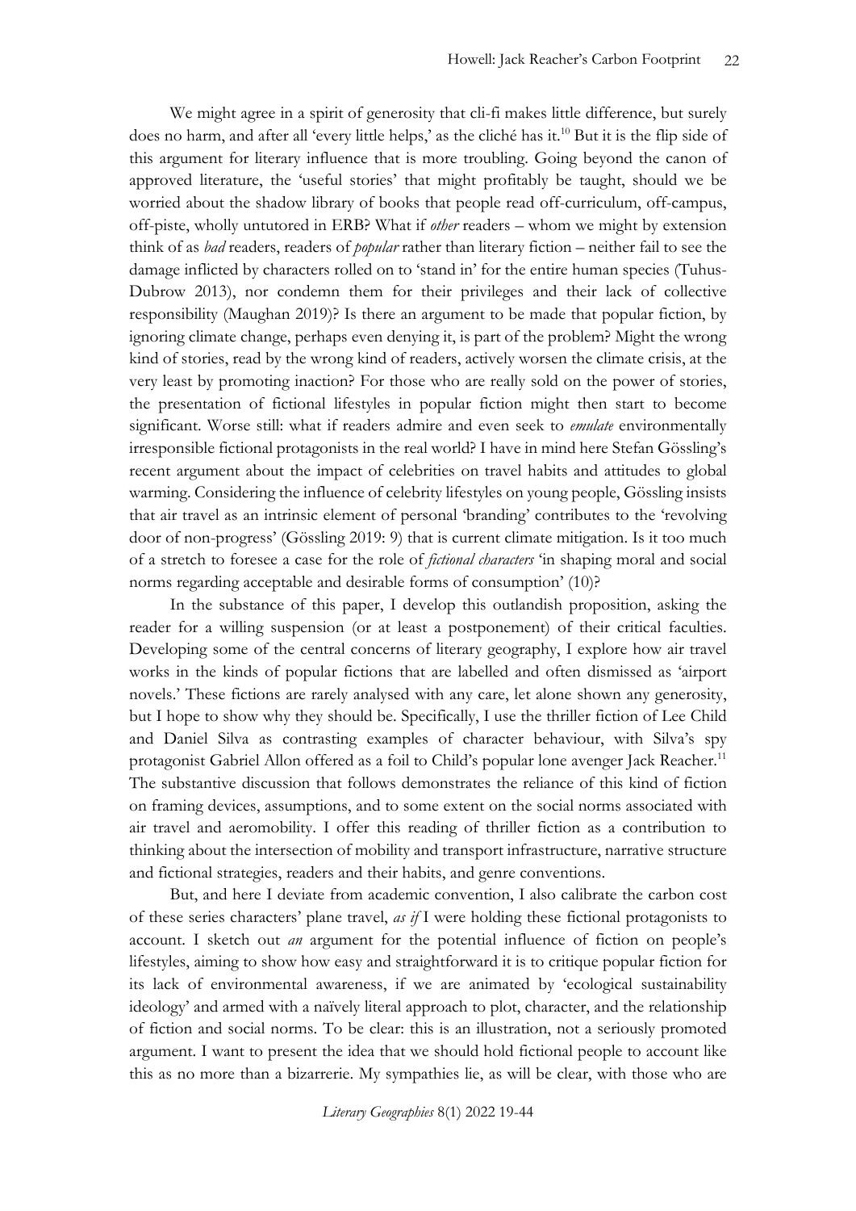We might agree in a spirit of generosity that cli-fi makes little difference, but surely does no harm, and after all 'every little helps,' as the cliché has it.[10] But it is the flip side of this argument for literary influence that is more troubling. Going beyond the canon of approved literature, the 'useful stories' that might profitably be taught, should we be worried about the shadow library of books that people read off-curriculum, off-campus, off-piste, wholly untutored in ERB? What if *other* readers – whom we might by extension think of as *bad* readers, readers of *popular* rather than literary fiction – neither fail to see the damage inflicted by characters rolled on to 'stand in' for the entire human species (Tuhus-Dubrow 2013), nor condemn them for their privileges and their lack of collective responsibility (Maughan 2019)? Is there an argument to be made that popular fiction, by ignoring climate change, perhaps even denying it, is part of the problem? Might the wrong kind of stories, read by the wrong kind of readers, actively worsen the climate crisis, at the very least by promoting inaction? For those who are really sold on the power of stories, the presentation of fictional lifestyles in popular fiction might then start to become significant. Worse still: what if readers admire and even seek to *emulate* environmentally irresponsible fictional protagonists in the real world? I have in mind here Stefan Gössling's recent argument about the impact of celebrities on travel habits and attitudes to global warming. Considering the influence of celebrity lifestyles on young people, Gössling insists that air travel as an intrinsic element of personal 'branding' contributes to the 'revolving door of non-progress' (Gössling 2019: 9) that is current climate mitigation. Is it too much of a stretch to foresee a case for the role of *fictional characters* 'in shaping moral and social norms regarding acceptable and desirable forms of consumption' (10)?

In the substance of this paper, I develop this outlandish proposition, asking the reader for a willing suspension (or at least a postponement) of their critical faculties. Developing some of the central concerns of literary geography, I explore how air travel works in the kinds of popular fictions that are labelled and often dismissed as 'airport novels.' These fictions are rarely analysed with any care, let alone shown any generosity, but I hope to show why they should be. Specifically, I use the thriller fiction of Lee Child and Daniel Silva as contrasting examples of character behaviour, with Silva's spy protagonist Gabriel Allon offered as a foil to Child's popular lone avenger Jack Reacher.[11] The substantive discussion that follows demonstrates the reliance of this kind of fiction on framing devices, assumptions, and to some extent on the social norms associated with air travel and aeromobility. I offer this reading of thriller fiction as a contribution to thinking about the intersection of mobility and transport infrastructure, narrative structure and fictional strategies, readers and their habits, and genre conventions.

But, and here I deviate from academic convention, I also calibrate the carbon cost of these series characters' plane travel, *as if* I were holding these fictional protagonists to account. I sketch out *an* argument for the potential influence of fiction on people's lifestyles, aiming to show how easy and straightforward it is to critique popular fiction for its lack of environmental awareness, if we are animated by 'ecological sustainability ideology' and armed with a naïvely literal approach to plot, character, and the relationship of fiction and social norms. To be clear: this is an illustration, not a seriously promoted argument. I want to present the idea that we should hold fictional people to account like this as no more than a bizarrerie. My sympathies lie, as will be clear, with those who are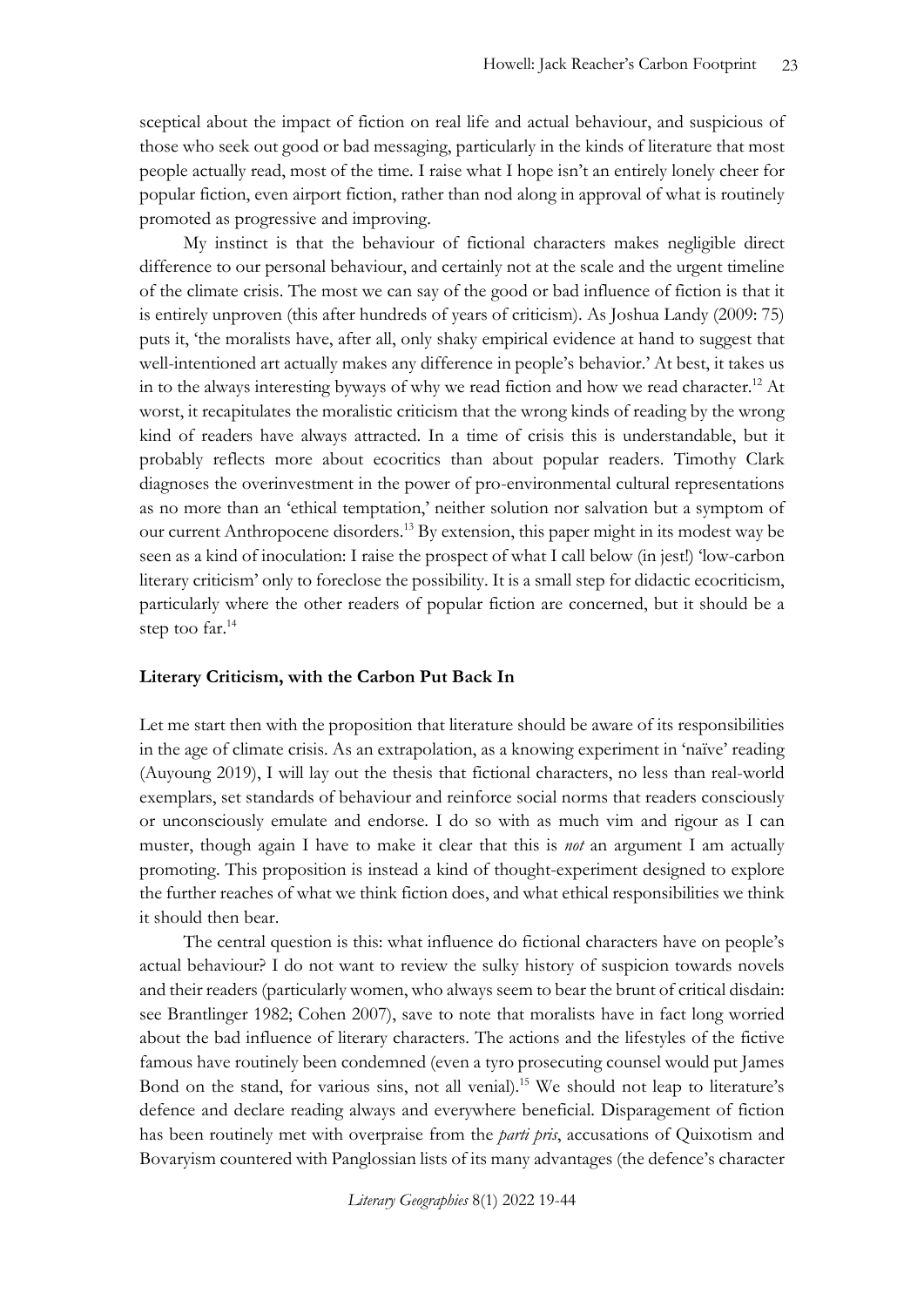sceptical about the impact of fiction on real life and actual behaviour, and suspicious of those who seek out good or bad messaging, particularly in the kinds of literature that most people actually read, most of the time. I raise what I hope isn't an entirely lonely cheer for popular fiction, even airport fiction, rather than nod along in approval of what is routinely promoted as progressive and improving.

My instinct is that the behaviour of fictional characters makes negligible direct difference to our personal behaviour, and certainly not at the scale and the urgent timeline of the climate crisis. The most we can say of the good or bad influence of fiction is that it is entirely unproven (this after hundreds of years of criticism). As Joshua Landy (2009: 75) puts it, 'the moralists have, after all, only shaky empirical evidence at hand to suggest that well-intentioned art actually makes any difference in people's behavior.' At best, it takes us in to the always interesting byways of why we read fiction and how we read character.[12] At worst, it recapitulates the moralistic criticism that the wrong kinds of reading by the wrong kind of readers have always attracted. In a time of crisis this is understandable, but it probably reflects more about ecocritics than about popular readers. Timothy Clark diagnoses the overinvestment in the power of pro-environmental cultural representations as no more than an 'ethical temptation,' neither solution nor salvation but a symptom of our current Anthropocene disorders.[13] By extension, this paper might in its modest way be seen as a kind of inoculation: I raise the prospect of what I call below (in jest!) 'low-carbon literary criticism' only to foreclose the possibility. It is a small step for didactic ecocriticism, particularly where the other readers of popular fiction are concerned, but it should be a step too far.[14]

## Literary Criticism, with the Carbon Put Back In

Let me start then with the proposition that literature should be aware of its responsibilities in the age of climate crisis. As an extrapolation, as a knowing experiment in 'naïve' reading (Auyoung 2019), I will lay out the thesis that fictional characters, no less than real-world exemplars, set standards of behaviour and reinforce social norms that readers consciously or unconsciously emulate and endorse. I do so with as much vim and rigour as I can muster, though again I have to make it clear that this is *not* an argument I am actually promoting. This proposition is instead a kind of thought-experiment designed to explore the further reaches of what we think fiction does, and what ethical responsibilities we think it should then bear.

The central question is this: what influence do fictional characters have on people's actual behaviour? I do not want to review the sulky history of suspicion towards novels and their readers (particularly women, who always seem to bear the brunt of critical disdain: see Brantlinger 1982; Cohen 2007), save to note that moralists have in fact long worried about the bad influence of literary characters. The actions and the lifestyles of the fictive famous have routinely been condemned (even a tyro prosecuting counsel would put James Bond on the stand, for various sins, not all venial).[15] We should not leap to literature's defence and declare reading always and everywhere beneficial. Disparagement of fiction has been routinely met with overpraise from the *parti pris*, accusations of Quixotism and Bovaryism countered with Panglossian lists of its many advantages (the defence's character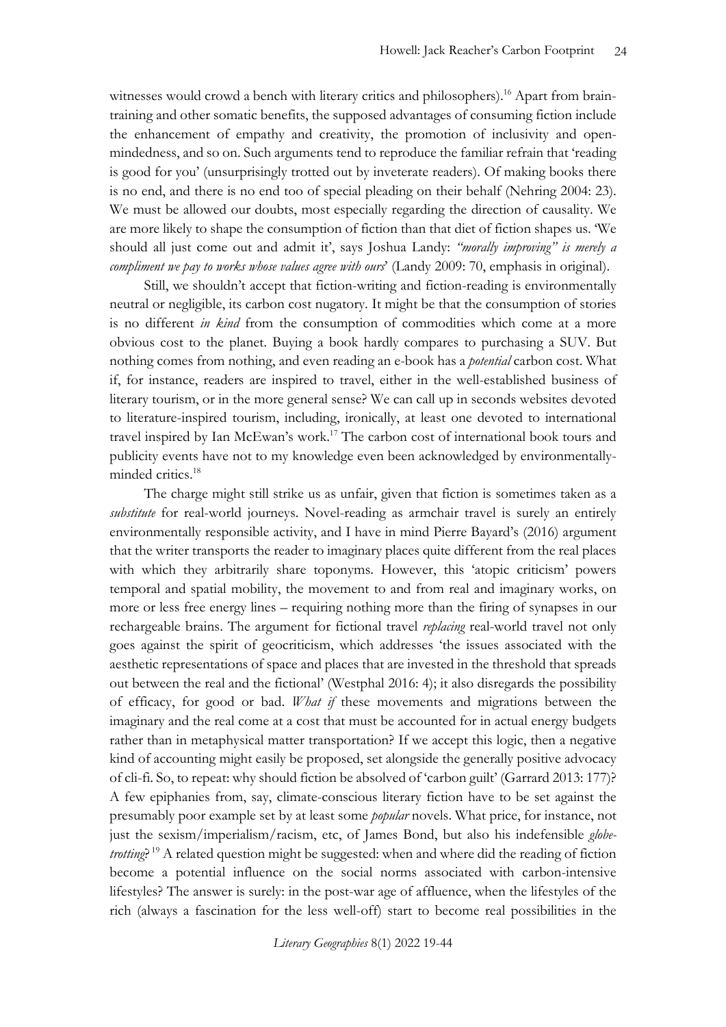witnesses would crowd a bench with literary critics and philosophers).[16] Apart from brain-training and other somatic benefits, the supposed advantages of consuming fiction include the enhancement of empathy and creativity, the promotion of inclusivity and open-mindedness, and so on. Such arguments tend to reproduce the familiar refrain that 'reading is good for you' (unsurprisingly trotted out by inveterate readers). Of making books there is no end, and there is no end too of special pleading on their behalf (Nehring 2004: 23). We must be allowed our doubts, most especially regarding the direction of causality. We are more likely to shape the consumption of fiction than that diet of fiction shapes us. 'We should all just come out and admit it', says Joshua Landy: *"morally improving" is merely a compliment we pay to works whose values agree with ours*' (Landy 2009: 70, emphasis in original).

Still, we shouldn't accept that fiction-writing and fiction-reading is environmentally neutral or negligible, its carbon cost nugatory. It might be that the consumption of stories is no different *in kind* from the consumption of commodities which come at a more obvious cost to the planet. Buying a book hardly compares to purchasing a SUV. But nothing comes from nothing, and even reading an e-book has a *potential* carbon cost. What if, for instance, readers are inspired to travel, either in the well-established business of literary tourism, or in the more general sense? We can call up in seconds websites devoted to literature-inspired tourism, including, ironically, at least one devoted to international travel inspired by Ian McEwan's work.[17] The carbon cost of international book tours and publicity events have not to my knowledge even been acknowledged by environmentally-minded critics.[18]

The charge might still strike us as unfair, given that fiction is sometimes taken as a *substitute* for real-world journeys. Novel-reading as armchair travel is surely an entirely environmentally responsible activity, and I have in mind Pierre Bayard's (2016) argument that the writer transports the reader to imaginary places quite different from the real places with which they arbitrarily share toponyms. However, this 'atopic criticism' powers temporal and spatial mobility, the movement to and from real and imaginary works, on more or less free energy lines – requiring nothing more than the firing of synapses in our rechargeable brains. The argument for fictional travel *replacing* real-world travel not only goes against the spirit of geocriticism, which addresses 'the issues associated with the aesthetic representations of space and places that are invested in the threshold that spreads out between the real and the fictional' (Westphal 2016: 4); it also disregards the possibility of efficacy, for good or bad. *What if* these movements and migrations between the imaginary and the real come at a cost that must be accounted for in actual energy budgets rather than in metaphysical matter transportation? If we accept this logic, then a negative kind of accounting might easily be proposed, set alongside the generally positive advocacy of cli-fi. So, to repeat: why should fiction be absolved of 'carbon guilt' (Garrard 2013: 177)? A few epiphanies from, say, climate-conscious literary fiction have to be set against the presumably poor example set by at least some *popular* novels. What price, for instance, not just the sexism/imperialism/racism, etc, of James Bond, but also his indefensible *globe-trotting*?[19] A related question might be suggested: when and where did the reading of fiction become a potential influence on the social norms associated with carbon-intensive lifestyles? The answer is surely: in the post-war age of affluence, when the lifestyles of the rich (always a fascination for the less well-off) start to become real possibilities in the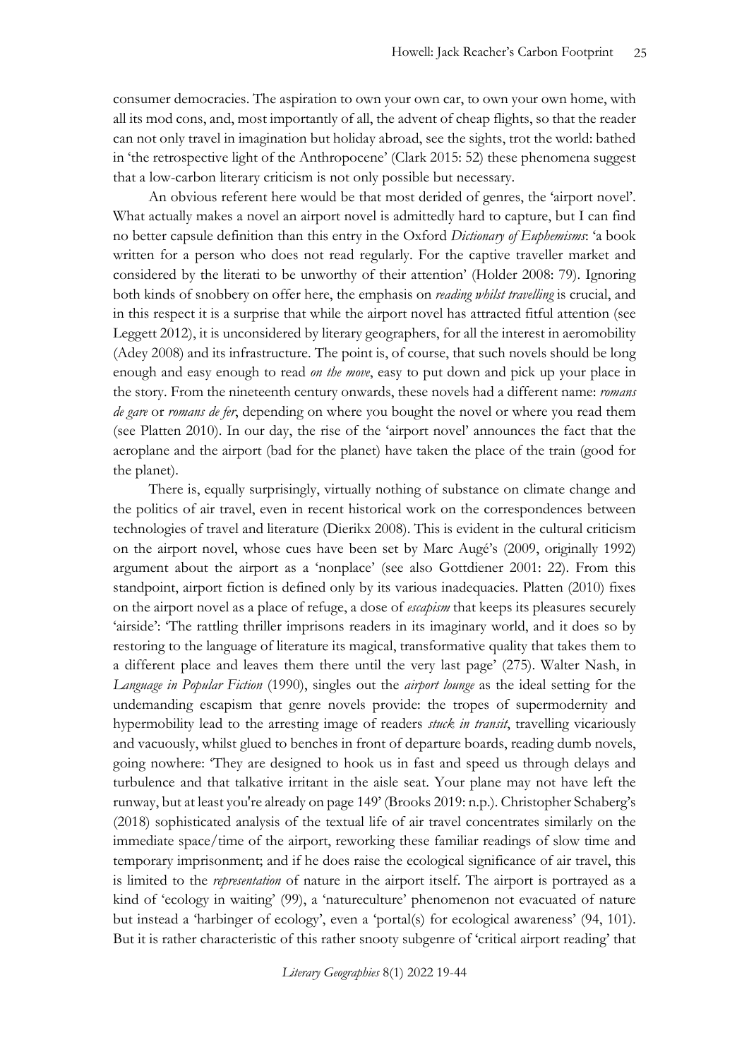consumer democracies. The aspiration to own your own car, to own your own home, with all its mod cons, and, most importantly of all, the advent of cheap flights, so that the reader can not only travel in imagination but holiday abroad, see the sights, trot the world: bathed in 'the retrospective light of the Anthropocene' (Clark 2015: 52) these phenomena suggest that a low-carbon literary criticism is not only possible but necessary.

An obvious referent here would be that most derided of genres, the 'airport novel'. What actually makes a novel an airport novel is admittedly hard to capture, but I can find no better capsule definition than this entry in the Oxford *Dictionary of Euphemisms*: 'a book written for a person who does not read regularly. For the captive traveller market and considered by the literati to be unworthy of their attention' (Holder 2008: 79). Ignoring both kinds of snobbery on offer here, the emphasis on *reading whilst travelling* is crucial, and in this respect it is a surprise that while the airport novel has attracted fitful attention (see Leggett 2012), it is unconsidered by literary geographers, for all the interest in aeromobility (Adey 2008) and its infrastructure. The point is, of course, that such novels should be long enough and easy enough to read *on the move*, easy to put down and pick up your place in the story. From the nineteenth century onwards, these novels had a different name: *romans de gare* or *romans de fer*, depending on where you bought the novel or where you read them (see Platten 2010). In our day, the rise of the 'airport novel' announces the fact that the aeroplane and the airport (bad for the planet) have taken the place of the train (good for the planet).

There is, equally surprisingly, virtually nothing of substance on climate change and the politics of air travel, even in recent historical work on the correspondences between technologies of travel and literature (Dierikx 2008). This is evident in the cultural criticism on the airport novel, whose cues have been set by Marc Augé's (2009, originally 1992) argument about the airport as a 'nonplace' (see also Gottdiener 2001: 22). From this standpoint, airport fiction is defined only by its various inadequacies. Platten (2010) fixes on the airport novel as a place of refuge, a dose of *escapism* that keeps its pleasures securely 'airside': 'The rattling thriller imprisons readers in its imaginary world, and it does so by restoring to the language of literature its magical, transformative quality that takes them to a different place and leaves them there until the very last page' (275). Walter Nash, in *Language in Popular Fiction* (1990), singles out the *airport lounge* as the ideal setting for the undemanding escapism that genre novels provide: the tropes of supermodernity and hypermobility lead to the arresting image of readers *stuck in transit*, travelling vicariously and vacuously, whilst glued to benches in front of departure boards, reading dumb novels, going nowhere: 'They are designed to hook us in fast and speed us through delays and turbulence and that talkative irritant in the aisle seat. Your plane may not have left the runway, but at least you're already on page 149' (Brooks 2019: n.p.). Christopher Schaberg's (2018) sophisticated analysis of the textual life of air travel concentrates similarly on the immediate space/time of the airport, reworking these familiar readings of slow time and temporary imprisonment; and if he does raise the ecological significance of air travel, this is limited to the *representation* of nature in the airport itself. The airport is portrayed as a kind of 'ecology in waiting' (99), a 'natureculture' phenomenon not evacuated of nature but instead a 'harbinger of ecology', even a 'portal(s) for ecological awareness' (94, 101). But it is rather characteristic of this rather snooty subgenre of 'critical airport reading' that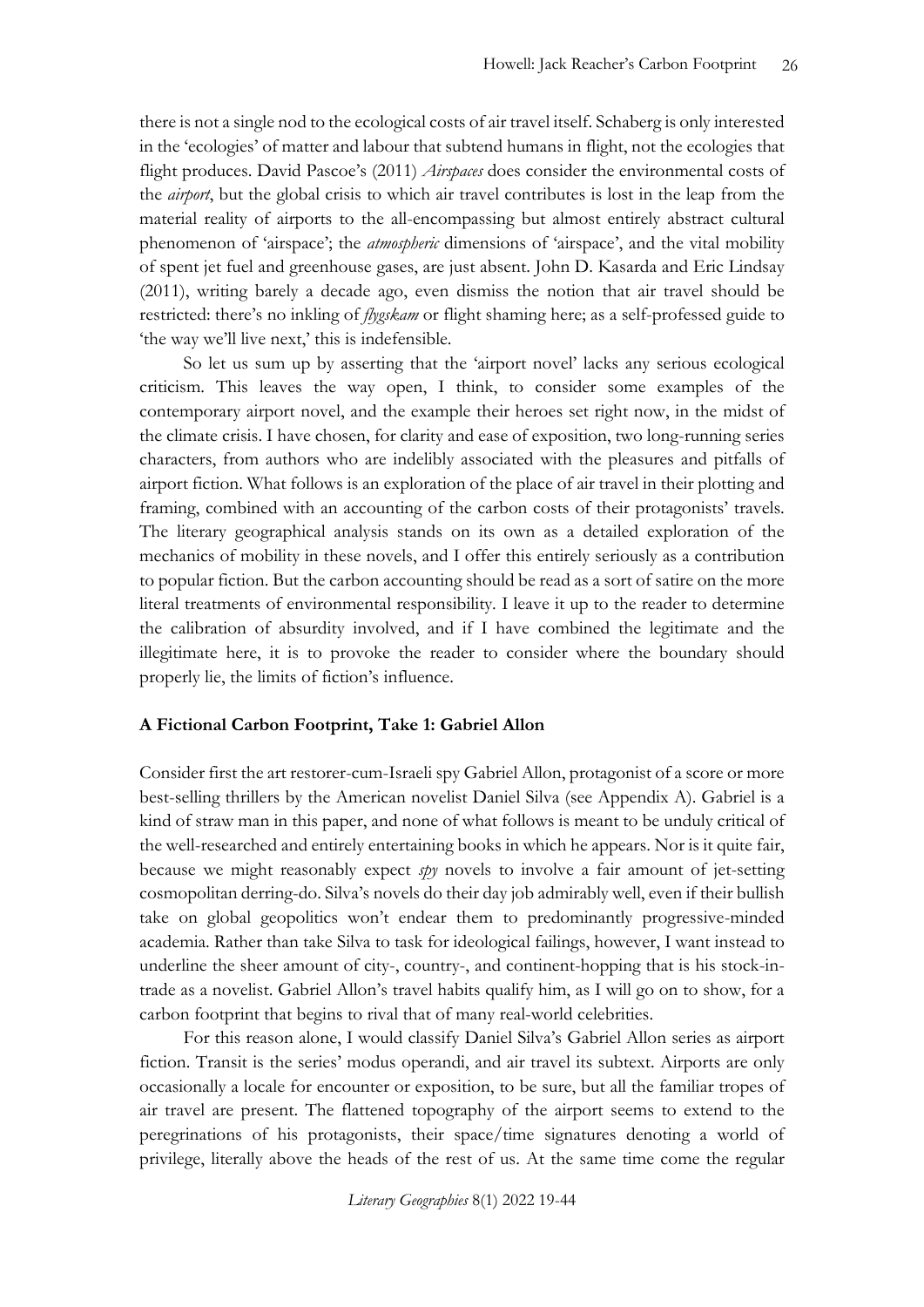there is not a single nod to the ecological costs of air travel itself. Schaberg is only interested in the 'ecologies' of matter and labour that subtend humans in flight, not the ecologies that flight produces. David Pascoe's (2011) *Airspaces* does consider the environmental costs of the *airport*, but the global crisis to which air travel contributes is lost in the leap from the material reality of airports to the all-encompassing but almost entirely abstract cultural phenomenon of 'airspace'; the *atmospheric* dimensions of 'airspace', and the vital mobility of spent jet fuel and greenhouse gases, are just absent. John D. Kasarda and Eric Lindsay (2011), writing barely a decade ago, even dismiss the notion that air travel should be restricted: there's no inkling of *flygskam* or flight shaming here; as a self-professed guide to 'the way we'll live next,' this is indefensible.

So let us sum up by asserting that the 'airport novel' lacks any serious ecological criticism. This leaves the way open, I think, to consider some examples of the contemporary airport novel, and the example their heroes set right now, in the midst of the climate crisis. I have chosen, for clarity and ease of exposition, two long-running series characters, from authors who are indelibly associated with the pleasures and pitfalls of airport fiction. What follows is an exploration of the place of air travel in their plotting and framing, combined with an accounting of the carbon costs of their protagonists' travels. The literary geographical analysis stands on its own as a detailed exploration of the mechanics of mobility in these novels, and I offer this entirely seriously as a contribution to popular fiction. But the carbon accounting should be read as a sort of satire on the more literal treatments of environmental responsibility. I leave it up to the reader to determine the calibration of absurdity involved, and if I have combined the legitimate and the illegitimate here, it is to provoke the reader to consider where the boundary should properly lie, the limits of fiction's influence.

## A Fictional Carbon Footprint, Take 1: Gabriel Allon

Consider first the art restorer-cum-Israeli spy Gabriel Allon, protagonist of a score or more best-selling thrillers by the American novelist Daniel Silva (see Appendix A). Gabriel is a kind of straw man in this paper, and none of what follows is meant to be unduly critical of the well-researched and entirely entertaining books in which he appears. Nor is it quite fair, because we might reasonably expect *spy* novels to involve a fair amount of jet-setting cosmopolitan derring-do. Silva's novels do their day job admirably well, even if their bullish take on global geopolitics won't endear them to predominantly progressive-minded academia. Rather than take Silva to task for ideological failings, however, I want instead to underline the sheer amount of city-, country-, and continent-hopping that is his stock-in-trade as a novelist. Gabriel Allon's travel habits qualify him, as I will go on to show, for a carbon footprint that begins to rival that of many real-world celebrities.

For this reason alone, I would classify Daniel Silva's Gabriel Allon series as airport fiction. Transit is the series' modus operandi, and air travel its subtext. Airports are only occasionally a locale for encounter or exposition, to be sure, but all the familiar tropes of air travel are present. The flattened topography of the airport seems to extend to the peregrinations of his protagonists, their space/time signatures denoting a world of privilege, literally above the heads of the rest of us. At the same time come the regular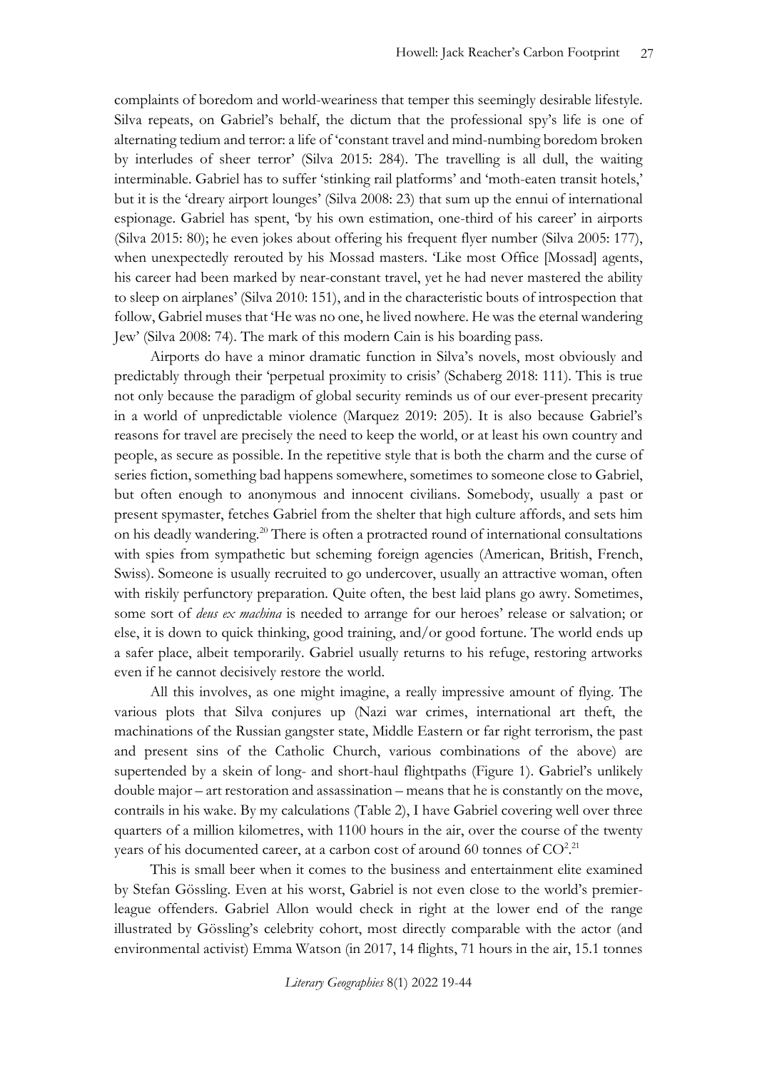complaints of boredom and world-weariness that temper this seemingly desirable lifestyle. Silva repeats, on Gabriel's behalf, the dictum that the professional spy's life is one of alternating tedium and terror: a life of 'constant travel and mind-numbing boredom broken by interludes of sheer terror' (Silva 2015: 284). The travelling is all dull, the waiting interminable. Gabriel has to suffer 'stinking rail platforms' and 'moth-eaten transit hotels,' but it is the 'dreary airport lounges' (Silva 2008: 23) that sum up the ennui of international espionage. Gabriel has spent, 'by his own estimation, one-third of his career' in airports (Silva 2015: 80); he even jokes about offering his frequent flyer number (Silva 2005: 177), when unexpectedly rerouted by his Mossad masters. 'Like most Office [Mossad] agents, his career had been marked by near-constant travel, yet he had never mastered the ability to sleep on airplanes' (Silva 2010: 151), and in the characteristic bouts of introspection that follow, Gabriel muses that 'He was no one, he lived nowhere. He was the eternal wandering Jew' (Silva 2008: 74). The mark of this modern Cain is his boarding pass.

Airports do have a minor dramatic function in Silva's novels, most obviously and predictably through their 'perpetual proximity to crisis' (Schaberg 2018: 111). This is true not only because the paradigm of global security reminds us of our ever-present precarity in a world of unpredictable violence (Marquez 2019: 205). It is also because Gabriel's reasons for travel are precisely the need to keep the world, or at least his own country and people, as secure as possible. In the repetitive style that is both the charm and the curse of series fiction, something bad happens somewhere, sometimes to someone close to Gabriel, but often enough to anonymous and innocent civilians. Somebody, usually a past or present spymaster, fetches Gabriel from the shelter that high culture affords, and sets him on his deadly wandering.[20] There is often a protracted round of international consultations with spies from sympathetic but scheming foreign agencies (American, British, French, Swiss). Someone is usually recruited to go undercover, usually an attractive woman, often with riskily perfunctory preparation. Quite often, the best laid plans go awry. Sometimes, some sort of *deus ex machina* is needed to arrange for our heroes' release or salvation; or else, it is down to quick thinking, good training, and/or good fortune. The world ends up a safer place, albeit temporarily. Gabriel usually returns to his refuge, restoring artworks even if he cannot decisively restore the world.

All this involves, as one might imagine, a really impressive amount of flying. The various plots that Silva conjures up (Nazi war crimes, international art theft, the machinations of the Russian gangster state, Middle Eastern or far right terrorism, the past and present sins of the Catholic Church, various combinations of the above) are supertended by a skein of long- and short-haul flightpaths (Figure 1). Gabriel's unlikely double major – art restoration and assassination – means that he is constantly on the move, contrails in his wake. By my calculations (Table 2), I have Gabriel covering well over three quarters of a million kilometres, with 1100 hours in the air, over the course of the twenty years of his documented career, at a carbon cost of around 60 tonnes of $CO^2$.[21]

This is small beer when it comes to the business and entertainment elite examined by Stefan Gössling. Even at his worst, Gabriel is not even close to the world's premier-league offenders. Gabriel Allon would check in right at the lower end of the range illustrated by Gössling's celebrity cohort, most directly comparable with the actor (and environmental activist) Emma Watson (in 2017, 14 flights, 71 hours in the air, 15.1 tonnes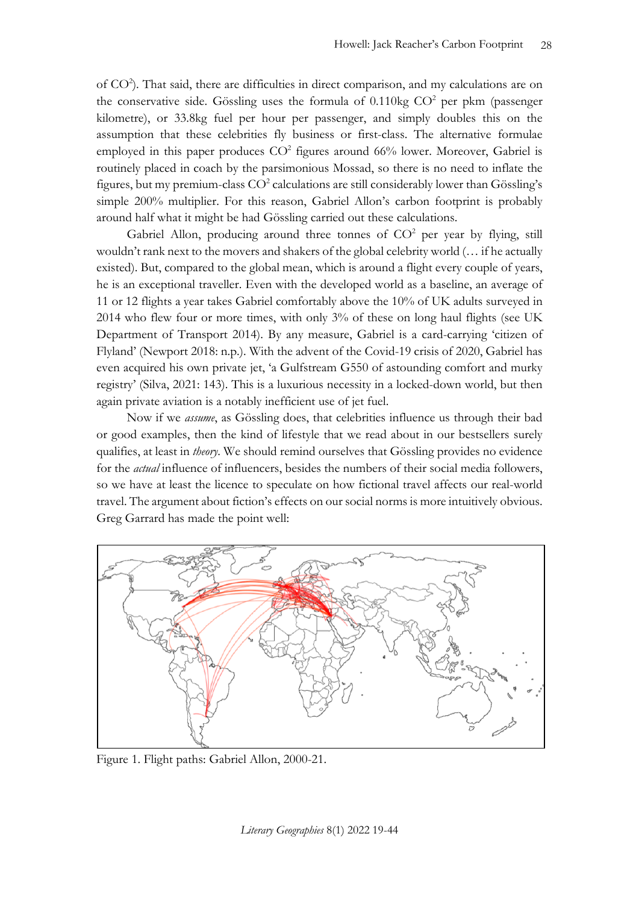of $CO^2$). That said, there are difficulties in direct comparison, and my calculations are on the conservative side. Gössling uses the formula of 0.110kg $CO^2$ per pkm (passenger kilometre), or 33.8kg fuel per hour per passenger, and simply doubles this on the assumption that these celebrities fly business or first-class. The alternative formulae employed in this paper produces $CO^2$ figures around 66% lower. Moreover, Gabriel is routinely placed in coach by the parsimonious Mossad, so there is no need to inflate the figures, but my premium-class $CO^2$ calculations are still considerably lower than Gössling's simple 200% multiplier. For this reason, Gabriel Allon's carbon footprint is probably around half what it might be had Gössling carried out these calculations.

Gabriel Allon, producing around three tonnes of $CO^2$ per year by flying, still wouldn't rank next to the movers and shakers of the global celebrity world (… if he actually existed). But, compared to the global mean, which is around a flight every couple of years, he is an exceptional traveller. Even with the developed world as a baseline, an average of 11 or 12 flights a year takes Gabriel comfortably above the 10% of UK adults surveyed in 2014 who flew four or more times, with only 3% of these on long haul flights (see UK Department of Transport 2014). By any measure, Gabriel is a card-carrying 'citizen of Flyland' (Newport 2018: n.p.). With the advent of the Covid-19 crisis of 2020, Gabriel has even acquired his own private jet, 'a Gulfstream G550 of astounding comfort and murky registry' (Silva, 2021: 143). This is a luxurious necessity in a locked-down world, but then again private aviation is a notably inefficient use of jet fuel.

Now if we *assume*, as Gössling does, that celebrities influence us through their bad or good examples, then the kind of lifestyle that we read about in our bestsellers surely qualifies, at least in *theory*. We should remind ourselves that Gössling provides no evidence for the *actual* influence of influencers, besides the numbers of their social media followers, so we have at least the licence to speculate on how fictional travel affects our real-world travel. The argument about fiction's effects on our social norms is more intuitively obvious. Greg Garrard has made the point well:

Figure 1. Flight paths: Gabriel Allon, 2000-21.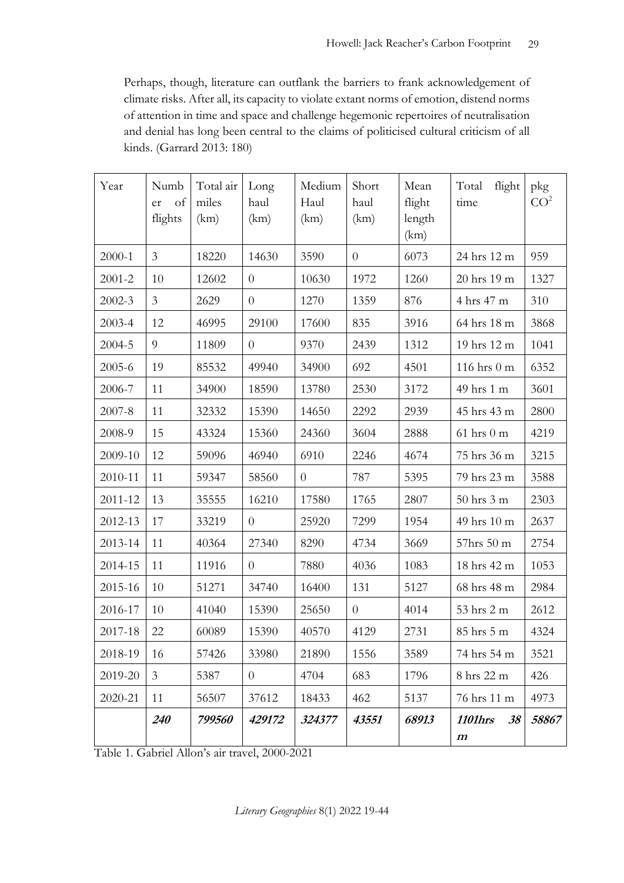> Perhaps, though, literature can outflank the barriers to frank acknowledgement of climate risks. After all, its capacity to violate extant norms of emotion, distend norms of attention in time and space and challenge hegemonic repertoires of neutralisation and denial has long been central to the claims of politicised cultural criticism of all kinds. (Garrard 2013: 180)

| Year | Number of flights | Total air miles (km) | Long haul (km) | Medium Haul (km) | Short haul (km) | Mean flight length (km) | Total flight time | pkg $CO^2$ |
|---|---|---|---|---|---|---|---|---|
| 2000-1 | 3 | 18220 | 14630 | 3590 | 0 | 6073 | 24 hrs 12 m | 959 |
| 2001-2 | 10 | 12602 | 0 | 10630 | 1972 | 1260 | 20 hrs 19 m | 1327 |
| 2002-3 | 3 | 2629 | 0 | 1270 | 1359 | 876 | 4 hrs 47 m | 310 |
| 2003-4 | 12 | 46995 | 29100 | 17600 | 835 | 3916 | 64 hrs 18 m | 3868 |
| 2004-5 | 9 | 11809 | 0 | 9370 | 2439 | 1312 | 19 hrs 12 m | 1041 |
| 2005-6 | 19 | 85532 | 49940 | 34900 | 692 | 4501 | 116 hrs 0 m | 6352 |
| 2006-7 | 11 | 34900 | 18590 | 13780 | 2530 | 3172 | 49 hrs 1 m | 3601 |
| 2007-8 | 11 | 32332 | 15390 | 14650 | 2292 | 2939 | 45 hrs 43 m | 2800 |
| 2008-9 | 15 | 43324 | 15360 | 24360 | 3604 | 2888 | 61 hrs 0 m | 4219 |
| 2009-10 | 12 | 59096 | 46940 | 6910 | 2246 | 4674 | 75 hrs 36 m | 3215 |
| 2010-11 | 11 | 59347 | 58560 | 0 | 787 | 5395 | 79 hrs 23 m | 3588 |
| 2011-12 | 13 | 35555 | 16210 | 17580 | 1765 | 2807 | 50 hrs 3 m | 2303 |
| 2012-13 | 17 | 33219 | 0 | 25920 | 7299 | 1954 | 49 hrs 10 m | 2637 |
| 2013-14 | 11 | 40364 | 27340 | 8290 | 4734 | 3669 | 57hrs 50 m | 2754 |
| 2014-15 | 11 | 11916 | 0 | 7880 | 4036 | 1083 | 18 hrs 42 m | 1053 |
| 2015-16 | 10 | 51271 | 34740 | 16400 | 131 | 5127 | 68 hrs 48 m | 2984 |
| 2016-17 | 10 | 41040 | 15390 | 25650 | 0 | 4014 | 53 hrs 2 m | 2612 |
| 2017-18 | 22 | 60089 | 15390 | 40570 | 4129 | 2731 | 85 hrs 5 m | 4324 |
| 2018-19 | 16 | 57426 | 33980 | 21890 | 1556 | 3589 | 74 hrs 54 m | 3521 |
| 2019-20 | 3 | 5387 | 0 | 4704 | 683 | 1796 | 8 hrs 22 m | 426 |
| 2020-21 | 11 | 56507 | 37612 | 18433 | 462 | 5137 | 76 hrs 11 m | 4973 |
| | ***240*** | ***799560*** | ***429172*** | ***324377*** | ***43551*** | ***68913*** | ***1101hrs 38 m*** | ***58867*** |

Table 1. Gabriel Allon's air travel, 2000-2021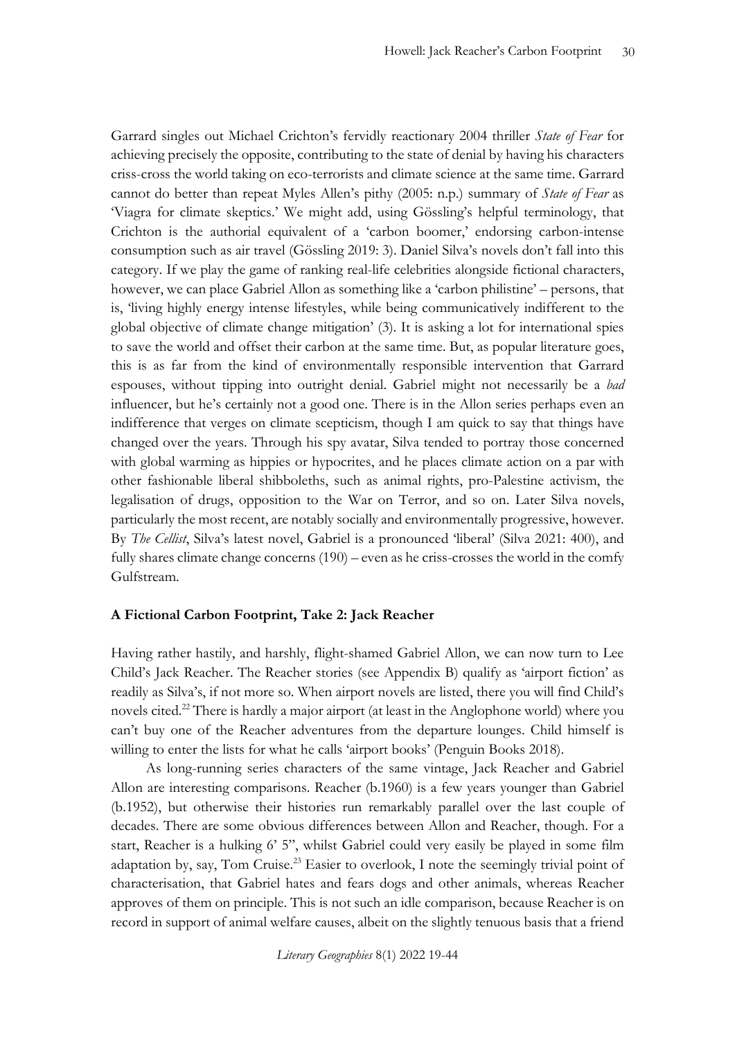Garrard singles out Michael Crichton's fervidly reactionary 2004 thriller *State of Fear* for achieving precisely the opposite, contributing to the state of denial by having his characters criss-cross the world taking on eco-terrorists and climate science at the same time. Garrard cannot do better than repeat Myles Allen's pithy (2005: n.p.) summary of *State of Fear* as 'Viagra for climate skeptics.' We might add, using Gössling's helpful terminology, that Crichton is the authorial equivalent of a 'carbon boomer,' endorsing carbon-intense consumption such as air travel (Gössling 2019: 3). Daniel Silva's novels don't fall into this category. If we play the game of ranking real-life celebrities alongside fictional characters, however, we can place Gabriel Allon as something like a 'carbon philistine' – persons, that is, 'living highly energy intense lifestyles, while being communicatively indifferent to the global objective of climate change mitigation' (3). It is asking a lot for international spies to save the world and offset their carbon at the same time. But, as popular literature goes, this is as far from the kind of environmentally responsible intervention that Garrard espouses, without tipping into outright denial. Gabriel might not necessarily be a *bad* influencer, but he's certainly not a good one. There is in the Allon series perhaps even an indifference that verges on climate scepticism, though I am quick to say that things have changed over the years. Through his spy avatar, Silva tended to portray those concerned with global warming as hippies or hypocrites, and he places climate action on a par with other fashionable liberal shibboleths, such as animal rights, pro-Palestine activism, the legalisation of drugs, opposition to the War on Terror, and so on. Later Silva novels, particularly the most recent, are notably socially and environmentally progressive, however. By *The Cellist*, Silva's latest novel, Gabriel is a pronounced 'liberal' (Silva 2021: 400), and fully shares climate change concerns (190) – even as he criss-crosses the world in the comfy Gulfstream.

**A Fictional Carbon Footprint, Take 2: Jack Reacher**

Having rather hastily, and harshly, flight-shamed Gabriel Allon, we can now turn to Lee Child's Jack Reacher. The Reacher stories (see Appendix B) qualify as 'airport fiction' as readily as Silva's, if not more so. When airport novels are listed, there you will find Child's novels cited.[22] There is hardly a major airport (at least in the Anglophone world) where you can't buy one of the Reacher adventures from the departure lounges. Child himself is willing to enter the lists for what he calls 'airport books' (Penguin Books 2018).

As long-running series characters of the same vintage, Jack Reacher and Gabriel Allon are interesting comparisons. Reacher (b.1960) is a few years younger than Gabriel (b.1952), but otherwise their histories run remarkably parallel over the last couple of decades. There are some obvious differences between Allon and Reacher, though. For a start, Reacher is a hulking 6' 5", whilst Gabriel could very easily be played in some film adaptation by, say, Tom Cruise.[23] Easier to overlook, I note the seemingly trivial point of characterisation, that Gabriel hates and fears dogs and other animals, whereas Reacher approves of them on principle. This is not such an idle comparison, because Reacher is on record in support of animal welfare causes, albeit on the slightly tenuous basis that a friend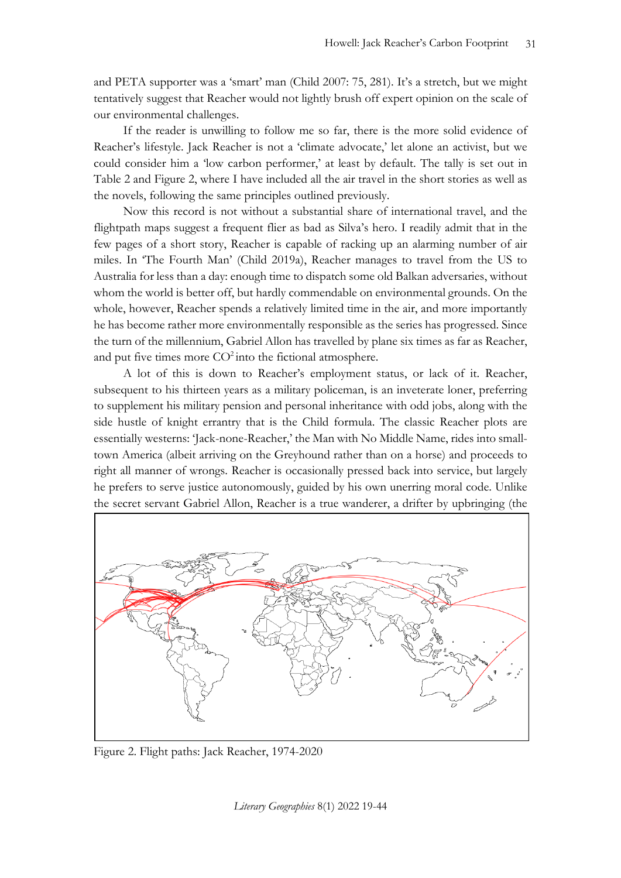and PETA supporter was a 'smart' man (Child 2007: 75, 281). It's a stretch, but we might tentatively suggest that Reacher would not lightly brush off expert opinion on the scale of our environmental challenges.

If the reader is unwilling to follow me so far, there is the more solid evidence of Reacher's lifestyle. Jack Reacher is not a 'climate advocate,' let alone an activist, but we could consider him a 'low carbon performer,' at least by default. The tally is set out in Table 2 and Figure 2, where I have included all the air travel in the short stories as well as the novels, following the same principles outlined previously.

Now this record is not without a substantial share of international travel, and the flightpath maps suggest a frequent flier as bad as Silva's hero. I readily admit that in the few pages of a short story, Reacher is capable of racking up an alarming number of air miles. In 'The Fourth Man' (Child 2019a), Reacher manages to travel from the US to Australia for less than a day: enough time to dispatch some old Balkan adversaries, without whom the world is better off, but hardly commendable on environmental grounds. On the whole, however, Reacher spends a relatively limited time in the air, and more importantly he has become rather more environmentally responsible as the series has progressed. Since the turn of the millennium, Gabriel Allon has travelled by plane six times as far as Reacher, and put five times more $CO^2$ into the fictional atmosphere.

A lot of this is down to Reacher's employment status, or lack of it. Reacher, subsequent to his thirteen years as a military policeman, is an inveterate loner, preferring to supplement his military pension and personal inheritance with odd jobs, along with the side hustle of knight errantry that is the Child formula. The classic Reacher plots are essentially westerns: 'Jack-none-Reacher,' the Man with No Middle Name, rides into small-town America (albeit arriving on the Greyhound rather than on a horse) and proceeds to right all manner of wrongs. Reacher is occasionally pressed back into service, but largely he prefers to serve justice autonomously, guided by his own unerring moral code. Unlike the secret servant Gabriel Allon, Reacher is a true wanderer, a drifter by upbringing (the

Figure 2. Flight paths: Jack Reacher, 1974-2020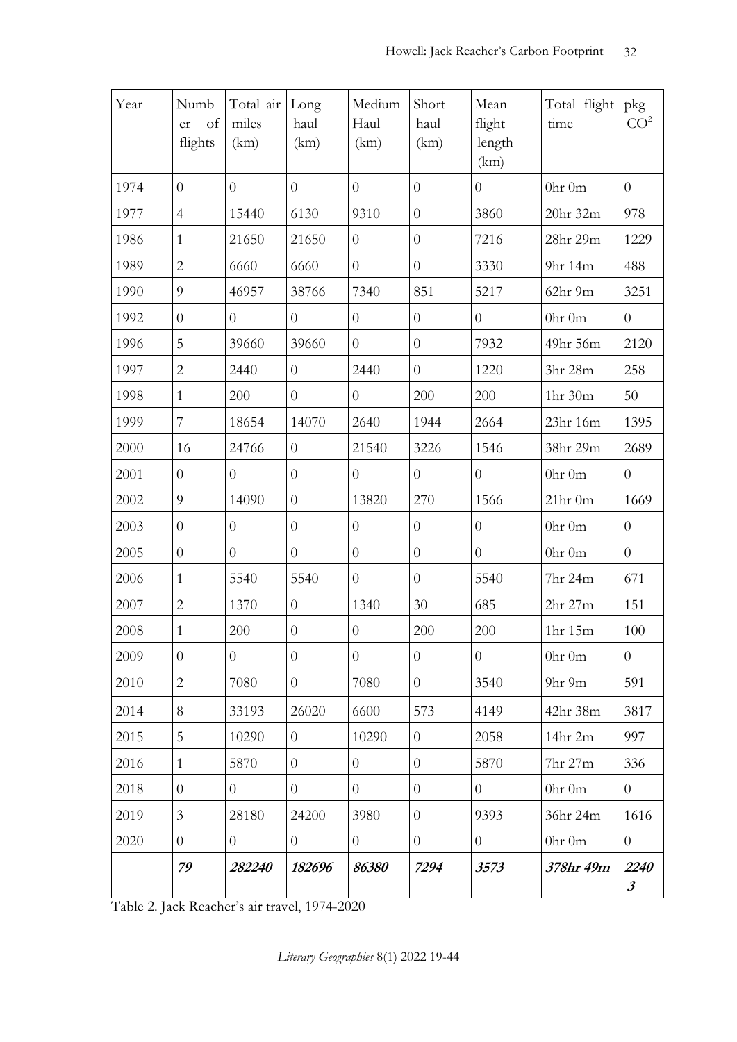| Year | Number of flights | Total air miles (km) | Long haul (km) | Medium Haul (km) | Short haul (km) | Mean flight length (km) | Total flight time | pkg $CO^2$ |
|---|---|---|---|---|---|---|---|---|
| 1974 | 0 | 0 | 0 | 0 | 0 | 0 | 0hr 0m | 0 |
| 1977 | 4 | 15440 | 6130 | 9310 | 0 | 3860 | 20hr 32m | 978 |
| 1986 | 1 | 21650 | 21650 | 0 | 0 | 7216 | 28hr 29m | 1229 |
| 1989 | 2 | 6660 | 6660 | 0 | 0 | 3330 | 9hr 14m | 488 |
| 1990 | 9 | 46957 | 38766 | 7340 | 851 | 5217 | 62hr 9m | 3251 |
| 1992 | 0 | 0 | 0 | 0 | 0 | 0 | 0hr 0m | 0 |
| 1996 | 5 | 39660 | 39660 | 0 | 0 | 7932 | 49hr 56m | 2120 |
| 1997 | 2 | 2440 | 0 | 2440 | 0 | 1220 | 3hr 28m | 258 |
| 1998 | 1 | 200 | 0 | 0 | 200 | 200 | 1hr 30m | 50 |
| 1999 | 7 | 18654 | 14070 | 2640 | 1944 | 2664 | 23hr 16m | 1395 |
| 2000 | 16 | 24766 | 0 | 21540 | 3226 | 1546 | 38hr 29m | 2689 |
| 2001 | 0 | 0 | 0 | 0 | 0 | 0 | 0hr 0m | 0 |
| 2002 | 9 | 14090 | 0 | 13820 | 270 | 1566 | 21hr 0m | 1669 |
| 2003 | 0 | 0 | 0 | 0 | 0 | 0 | 0hr 0m | 0 |
| 2005 | 0 | 0 | 0 | 0 | 0 | 0 | 0hr 0m | 0 |
| 2006 | 1 | 5540 | 5540 | 0 | 0 | 5540 | 7hr 24m | 671 |
| 2007 | 2 | 1370 | 0 | 1340 | 30 | 685 | 2hr 27m | 151 |
| 2008 | 1 | 200 | 0 | 0 | 200 | 200 | 1hr 15m | 100 |
| 2009 | 0 | 0 | 0 | 0 | 0 | 0 | 0hr 0m | 0 |
| 2010 | 2 | 7080 | 0 | 7080 | 0 | 3540 | 9hr 9m | 591 |
| 2014 | 8 | 33193 | 26020 | 6600 | 573 | 4149 | 42hr 38m | 3817 |
| 2015 | 5 | 10290 | 0 | 10290 | 0 | 2058 | 14hr 2m | 997 |
| 2016 | 1 | 5870 | 0 | 0 | 0 | 5870 | 7hr 27m | 336 |
| 2018 | 0 | 0 | 0 | 0 | 0 | 0 | 0hr 0m | 0 |
| 2019 | 3 | 28180 | 24200 | 3980 | 0 | 9393 | 36hr 24m | 1616 |
| 2020 | 0 | 0 | 0 | 0 | 0 | 0 | 0hr 0m | 0 |
| | ***79*** | ***282240*** | ***182696*** | ***86380*** | ***7294*** | ***3573*** | ***378hr 49m*** | ***22403*** |

Table 2. Jack Reacher's air travel, 1974-2020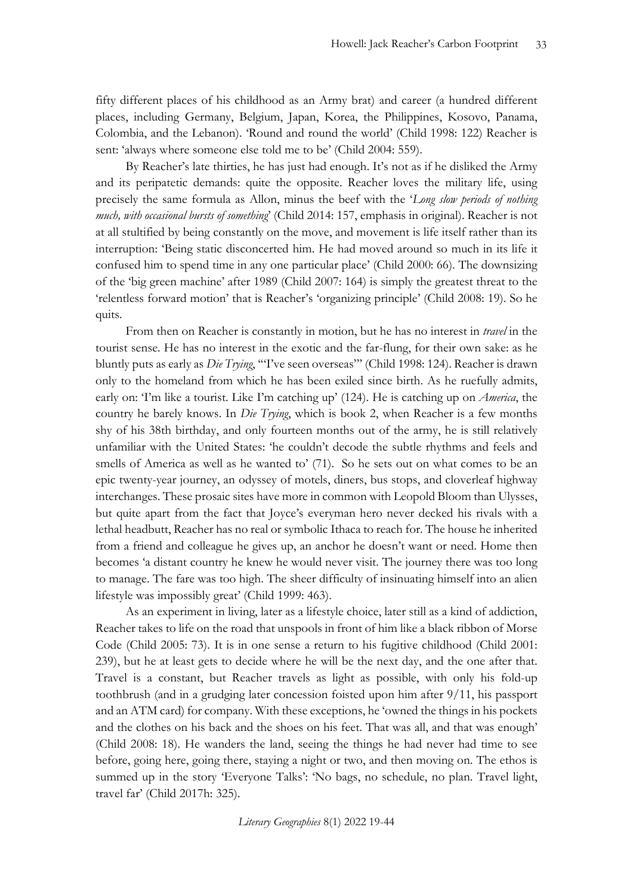fifty different places of his childhood as an Army brat) and career (a hundred different places, including Germany, Belgium, Japan, Korea, the Philippines, Kosovo, Panama, Colombia, and the Lebanon). 'Round and round the world' (Child 1998: 122) Reacher is sent: 'always where someone else told me to be' (Child 2004: 559).

By Reacher's late thirties, he has just had enough. It's not as if he disliked the Army and its peripatetic demands: quite the opposite. Reacher loves the military life, using precisely the same formula as Allon, minus the beef with the '*Long slow periods of nothing much, with occasional bursts of something*' (Child 2014: 157, emphasis in original). Reacher is not at all stultified by being constantly on the move, and movement is life itself rather than its interruption: 'Being static disconcerted him. He had moved around so much in its life it confused him to spend time in any one particular place' (Child 2000: 66). The downsizing of the 'big green machine' after 1989 (Child 2007: 164) is simply the greatest threat to the 'relentless forward motion' that is Reacher's 'organizing principle' (Child 2008: 19). So he quits.

From then on Reacher is constantly in motion, but he has no interest in *travel* in the tourist sense. He has no interest in the exotic and the far-flung, for their own sake: as he bluntly puts as early as *Die Trying*, '"I've seen overseas"' (Child 1998: 124). Reacher is drawn only to the homeland from which he has been exiled since birth. As he ruefully admits, early on: 'I'm like a tourist. Like I'm catching up' (124). He is catching up on *America*, the country he barely knows. In *Die Trying*, which is book 2, when Reacher is a few months shy of his 38th birthday, and only fourteen months out of the army, he is still relatively unfamiliar with the United States: 'he couldn't decode the subtle rhythms and feels and smells of America as well as he wanted to' (71). So he sets out on what comes to be an epic twenty-year journey, an odyssey of motels, diners, bus stops, and cloverleaf highway interchanges. These prosaic sites have more in common with Leopold Bloom than Ulysses, but quite apart from the fact that Joyce's everyman hero never decked his rivals with a lethal headbutt, Reacher has no real or symbolic Ithaca to reach for. The house he inherited from a friend and colleague he gives up, an anchor he doesn't want or need. Home then becomes 'a distant country he knew he would never visit. The journey there was too long to manage. The fare was too high. The sheer difficulty of insinuating himself into an alien lifestyle was impossibly great' (Child 1999: 463).

As an experiment in living, later as a lifestyle choice, later still as a kind of addiction, Reacher takes to life on the road that unspools in front of him like a black ribbon of Morse Code (Child 2005: 73). It is in one sense a return to his fugitive childhood (Child 2001: 239), but he at least gets to decide where he will be the next day, and the one after that. Travel is a constant, but Reacher travels as light as possible, with only his fold-up toothbrush (and in a grudging later concession foisted upon him after 9/11, his passport and an ATM card) for company. With these exceptions, he 'owned the things in his pockets and the clothes on his back and the shoes on his feet. That was all, and that was enough' (Child 2008: 18). He wanders the land, seeing the things he had never had time to see before, going here, going there, staying a night or two, and then moving on. The ethos is summed up in the story 'Everyone Talks': 'No bags, no schedule, no plan. Travel light, travel far' (Child 2017h: 325).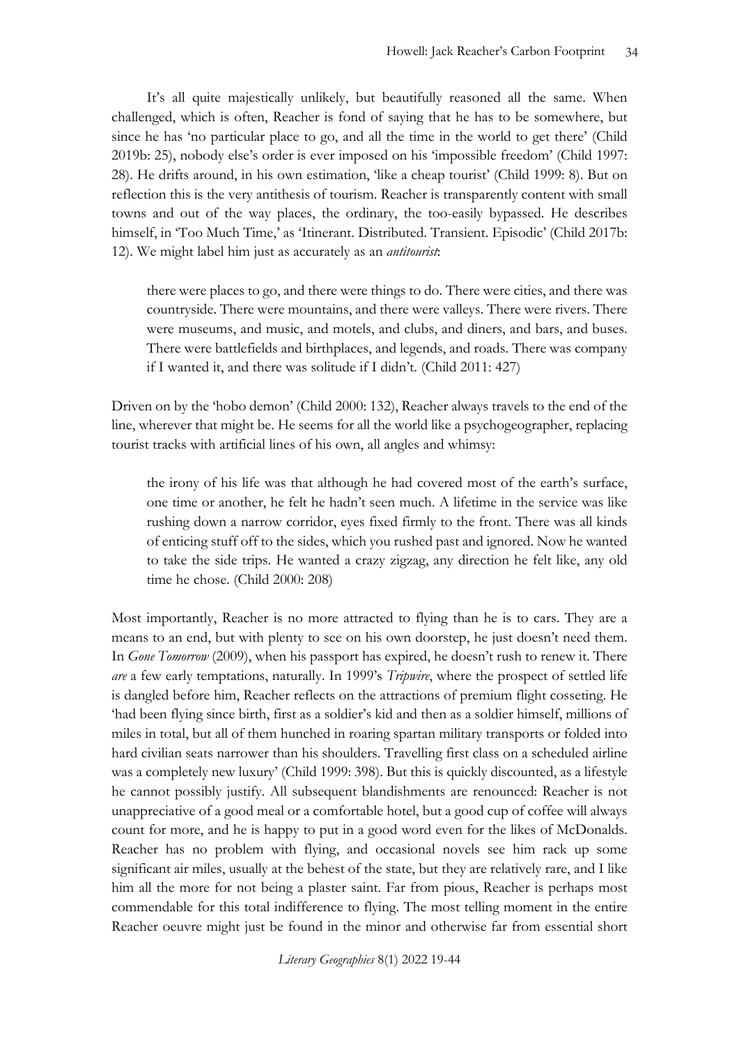It's all quite majestically unlikely, but beautifully reasoned all the same. When challenged, which is often, Reacher is fond of saying that he has to be somewhere, but since he has 'no particular place to go, and all the time in the world to get there' (Child 2019b: 25), nobody else's order is ever imposed on his 'impossible freedom' (Child 1997: 28). He drifts around, in his own estimation, 'like a cheap tourist' (Child 1999: 8). But on reflection this is the very antithesis of tourism. Reacher is transparently content with small towns and out of the way places, the ordinary, the too-easily bypassed. He describes himself, in 'Too Much Time,' as 'Itinerant. Distributed. Transient. Episodic' (Child 2017b: 12). We might label him just as accurately as an *antitourist*:

> there were places to go, and there were things to do. There were cities, and there was countryside. There were mountains, and there were valleys. There were rivers. There were museums, and music, and motels, and clubs, and diners, and bars, and buses. There were battlefields and birthplaces, and legends, and roads. There was company if I wanted it, and there was solitude if I didn't. (Child 2011: 427)

Driven on by the 'hobo demon' (Child 2000: 132), Reacher always travels to the end of the line, wherever that might be. He seems for all the world like a psychogeographer, replacing tourist tracks with artificial lines of his own, all angles and whimsy:

> the irony of his life was that although he had covered most of the earth's surface, one time or another, he felt he hadn't seen much. A lifetime in the service was like rushing down a narrow corridor, eyes fixed firmly to the front. There was all kinds of enticing stuff off to the sides, which you rushed past and ignored. Now he wanted to take the side trips. He wanted a crazy zigzag, any direction he felt like, any old time he chose. (Child 2000: 208)

Most importantly, Reacher is no more attracted to flying than he is to cars. They are a means to an end, but with plenty to see on his own doorstep, he just doesn't need them. In *Gone Tomorrow* (2009), when his passport has expired, he doesn't rush to renew it. There *are* a few early temptations, naturally. In 1999's *Tripwire*, where the prospect of settled life is dangled before him, Reacher reflects on the attractions of premium flight cosseting. He 'had been flying since birth, first as a soldier's kid and then as a soldier himself, millions of miles in total, but all of them hunched in roaring spartan military transports or folded into hard civilian seats narrower than his shoulders. Travelling first class on a scheduled airline was a completely new luxury' (Child 1999: 398). But this is quickly discounted, as a lifestyle he cannot possibly justify. All subsequent blandishments are renounced: Reacher is not unappreciative of a good meal or a comfortable hotel, but a good cup of coffee will always count for more, and he is happy to put in a good word even for the likes of McDonalds. Reacher has no problem with flying, and occasional novels see him rack up some significant air miles, usually at the behest of the state, but they are relatively rare, and I like him all the more for not being a plaster saint. Far from pious, Reacher is perhaps most commendable for this total indifference to flying. The most telling moment in the entire Reacher oeuvre might just be found in the minor and otherwise far from essential short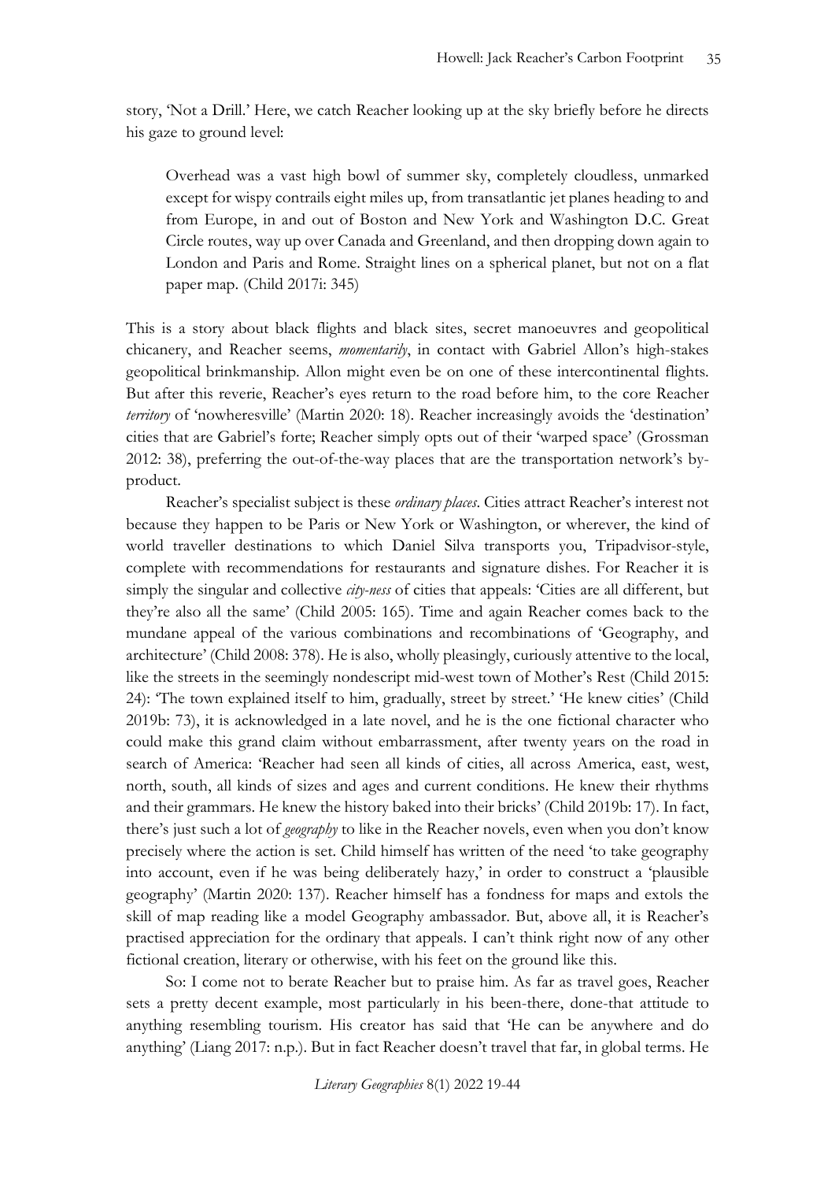story, 'Not a Drill.' Here, we catch Reacher looking up at the sky briefly before he directs his gaze to ground level:

> Overhead was a vast high bowl of summer sky, completely cloudless, unmarked except for wispy contrails eight miles up, from transatlantic jet planes heading to and from Europe, in and out of Boston and New York and Washington D.C. Great Circle routes, way up over Canada and Greenland, and then dropping down again to London and Paris and Rome. Straight lines on a spherical planet, but not on a flat paper map. (Child 2017i: 345)

This is a story about black flights and black sites, secret manoeuvres and geopolitical chicanery, and Reacher seems, *momentarily*, in contact with Gabriel Allon's high-stakes geopolitical brinkmanship. Allon might even be on one of these intercontinental flights. But after this reverie, Reacher's eyes return to the road before him, to the core Reacher *territory* of 'nowheresville' (Martin 2020: 18). Reacher increasingly avoids the 'destination' cities that are Gabriel's forte; Reacher simply opts out of their 'warped space' (Grossman 2012: 38), preferring the out-of-the-way places that are the transportation network's by-product.

Reacher's specialist subject is these *ordinary places*. Cities attract Reacher's interest not because they happen to be Paris or New York or Washington, or wherever, the kind of world traveller destinations to which Daniel Silva transports you, Tripadvisor-style, complete with recommendations for restaurants and signature dishes. For Reacher it is simply the singular and collective *city-ness* of cities that appeals: 'Cities are all different, but they're also all the same' (Child 2005: 165). Time and again Reacher comes back to the mundane appeal of the various combinations and recombinations of 'Geography, and architecture' (Child 2008: 378). He is also, wholly pleasingly, curiously attentive to the local, like the streets in the seemingly nondescript mid-west town of Mother's Rest (Child 2015: 24): 'The town explained itself to him, gradually, street by street.' 'He knew cities' (Child 2019b: 73), it is acknowledged in a late novel, and he is the one fictional character who could make this grand claim without embarrassment, after twenty years on the road in search of America: 'Reacher had seen all kinds of cities, all across America, east, west, north, south, all kinds of sizes and ages and current conditions. He knew their rhythms and their grammars. He knew the history baked into their bricks' (Child 2019b: 17). In fact, there's just such a lot of *geography* to like in the Reacher novels, even when you don't know precisely where the action is set. Child himself has written of the need 'to take geography into account, even if he was being deliberately hazy,' in order to construct a 'plausible geography' (Martin 2020: 137). Reacher himself has a fondness for maps and extols the skill of map reading like a model Geography ambassador. But, above all, it is Reacher's practised appreciation for the ordinary that appeals. I can't think right now of any other fictional creation, literary or otherwise, with his feet on the ground like this.

So: I come not to berate Reacher but to praise him. As far as travel goes, Reacher sets a pretty decent example, most particularly in his been-there, done-that attitude to anything resembling tourism. His creator has said that 'He can be anywhere and do anything' (Liang 2017: n.p.). But in fact Reacher doesn't travel that far, in global terms. He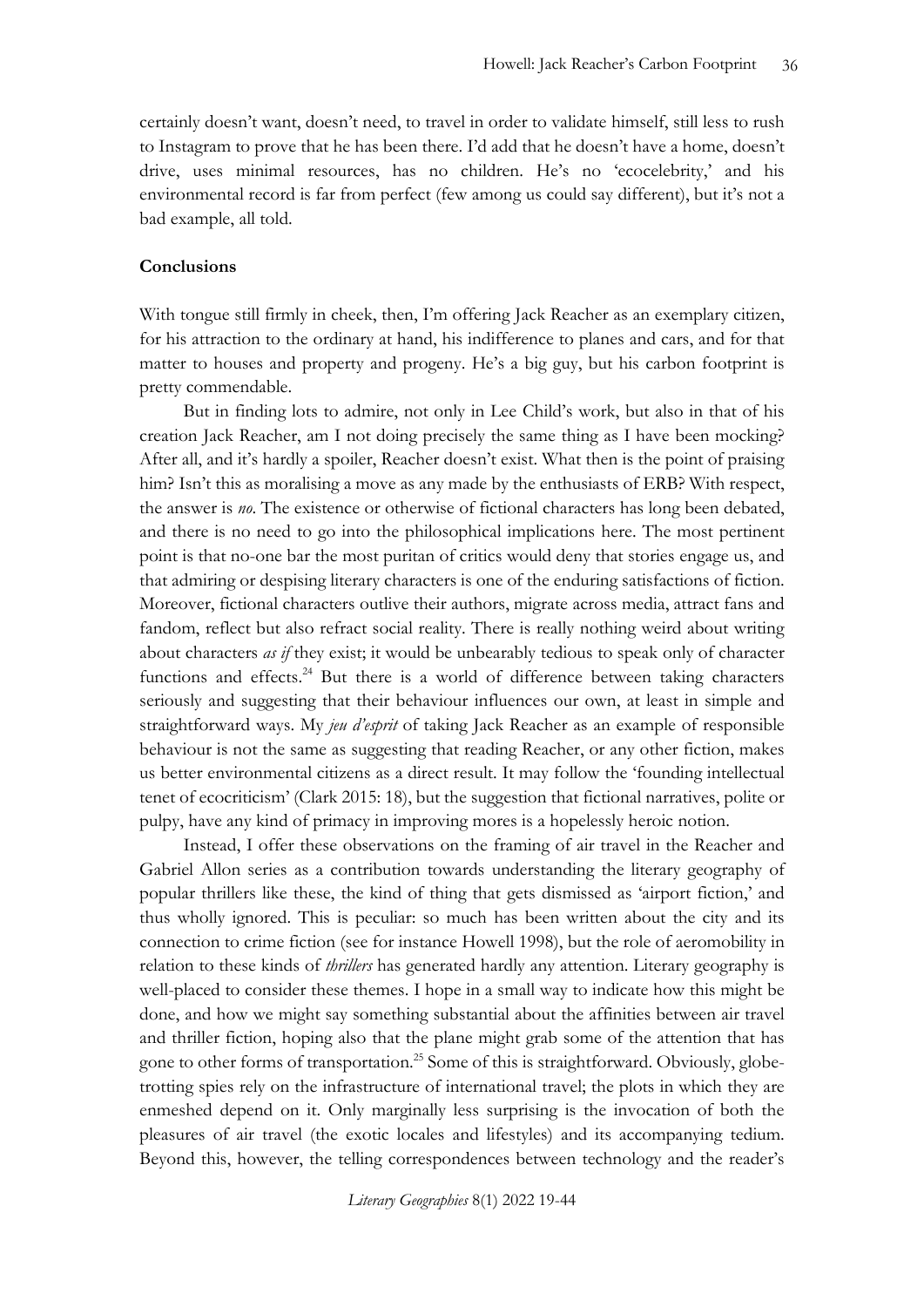certainly doesn't want, doesn't need, to travel in order to validate himself, still less to rush to Instagram to prove that he has been there. I'd add that he doesn't have a home, doesn't drive, uses minimal resources, has no children. He's no 'ecocelebrity,' and his environmental record is far from perfect (few among us could say different), but it's not a bad example, all told.

**Conclusions**

With tongue still firmly in cheek, then, I'm offering Jack Reacher as an exemplary citizen, for his attraction to the ordinary at hand, his indifference to planes and cars, and for that matter to houses and property and progeny. He's a big guy, but his carbon footprint is pretty commendable.

But in finding lots to admire, not only in Lee Child's work, but also in that of his creation Jack Reacher, am I not doing precisely the same thing as I have been mocking? After all, and it's hardly a spoiler, Reacher doesn't exist. What then is the point of praising him? Isn't this as moralising a move as any made by the enthusiasts of ERB? With respect, the answer is *no*. The existence or otherwise of fictional characters has long been debated, and there is no need to go into the philosophical implications here. The most pertinent point is that no-one bar the most puritan of critics would deny that stories engage us, and that admiring or despising literary characters is one of the enduring satisfactions of fiction. Moreover, fictional characters outlive their authors, migrate across media, attract fans and fandom, reflect but also refract social reality. There is really nothing weird about writing about characters *as if* they exist; it would be unbearably tedious to speak only of character functions and effects.[24] But there is a world of difference between taking characters seriously and suggesting that their behaviour influences our own, at least in simple and straightforward ways. My *jeu d'esprit* of taking Jack Reacher as an example of responsible behaviour is not the same as suggesting that reading Reacher, or any other fiction, makes us better environmental citizens as a direct result. It may follow the 'founding intellectual tenet of ecocriticism' (Clark 2015: 18), but the suggestion that fictional narratives, polite or pulpy, have any kind of primacy in improving mores is a hopelessly heroic notion.

Instead, I offer these observations on the framing of air travel in the Reacher and Gabriel Allon series as a contribution towards understanding the literary geography of popular thrillers like these, the kind of thing that gets dismissed as 'airport fiction,' and thus wholly ignored. This is peculiar: so much has been written about the city and its connection to crime fiction (see for instance Howell 1998), but the role of aeromobility in relation to these kinds of *thrillers* has generated hardly any attention. Literary geography is well-placed to consider these themes. I hope in a small way to indicate how this might be done, and how we might say something substantial about the affinities between air travel and thriller fiction, hoping also that the plane might grab some of the attention that has gone to other forms of transportation.[25] Some of this is straightforward. Obviously, globe-trotting spies rely on the infrastructure of international travel; the plots in which they are enmeshed depend on it. Only marginally less surprising is the invocation of both the pleasures of air travel (the exotic locales and lifestyles) and its accompanying tedium. Beyond this, however, the telling correspondences between technology and the reader's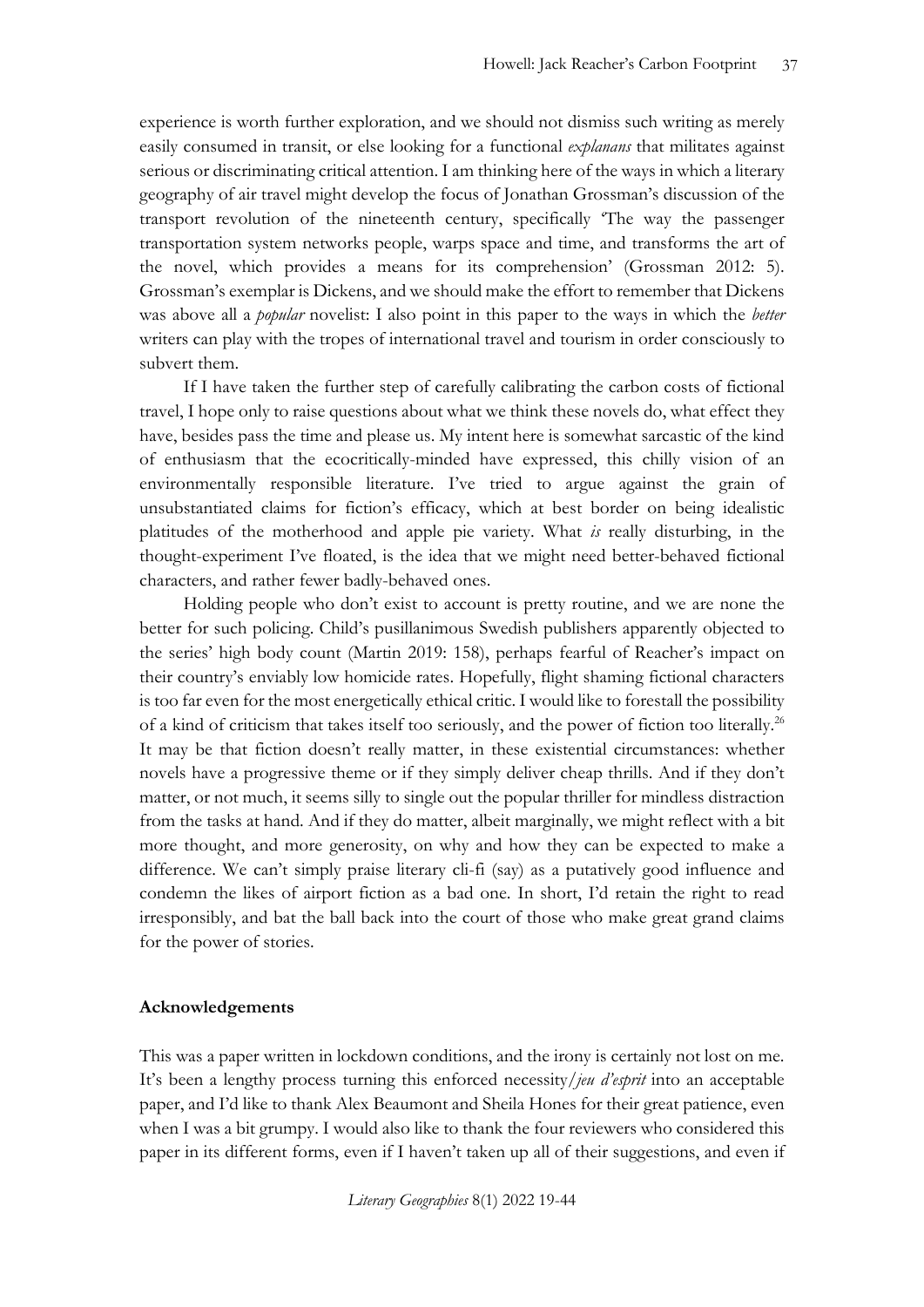experience is worth further exploration, and we should not dismiss such writing as merely easily consumed in transit, or else looking for a functional *explanans* that militates against serious or discriminating critical attention. I am thinking here of the ways in which a literary geography of air travel might develop the focus of Jonathan Grossman's discussion of the transport revolution of the nineteenth century, specifically 'The way the passenger transportation system networks people, warps space and time, and transforms the art of the novel, which provides a means for its comprehension' (Grossman 2012: 5). Grossman's exemplar is Dickens, and we should make the effort to remember that Dickens was above all a *popular* novelist: I also point in this paper to the ways in which the *better* writers can play with the tropes of international travel and tourism in order consciously to subvert them.

If I have taken the further step of carefully calibrating the carbon costs of fictional travel, I hope only to raise questions about what we think these novels do, what effect they have, besides pass the time and please us. My intent here is somewhat sarcastic of the kind of enthusiasm that the ecocritically-minded have expressed, this chilly vision of an environmentally responsible literature. I've tried to argue against the grain of unsubstantiated claims for fiction's efficacy, which at best border on being idealistic platitudes of the motherhood and apple pie variety. What *is* really disturbing, in the thought-experiment I've floated, is the idea that we might need better-behaved fictional characters, and rather fewer badly-behaved ones.

Holding people who don't exist to account is pretty routine, and we are none the better for such policing. Child's pusillanimous Swedish publishers apparently objected to the series' high body count (Martin 2019: 158), perhaps fearful of Reacher's impact on their country's enviably low homicide rates. Hopefully, flight shaming fictional characters is too far even for the most energetically ethical critic. I would like to forestall the possibility of a kind of criticism that takes itself too seriously, and the power of fiction too literally.[26] It may be that fiction doesn't really matter, in these existential circumstances: whether novels have a progressive theme or if they simply deliver cheap thrills. And if they don't matter, or not much, it seems silly to single out the popular thriller for mindless distraction from the tasks at hand. And if they do matter, albeit marginally, we might reflect with a bit more thought, and more generosity, on why and how they can be expected to make a difference. We can't simply praise literary cli-fi (say) as a putatively good influence and condemn the likes of airport fiction as a bad one. In short, I'd retain the right to read irresponsibly, and bat the ball back into the court of those who make great grand claims for the power of stories.

**Acknowledgements**

This was a paper written in lockdown conditions, and the irony is certainly not lost on me. It's been a lengthy process turning this enforced necessity/*jeu d'esprit* into an acceptable paper, and I'd like to thank Alex Beaumont and Sheila Hones for their great patience, even when I was a bit grumpy. I would also like to thank the four reviewers who considered this paper in its different forms, even if I haven't taken up all of their suggestions, and even if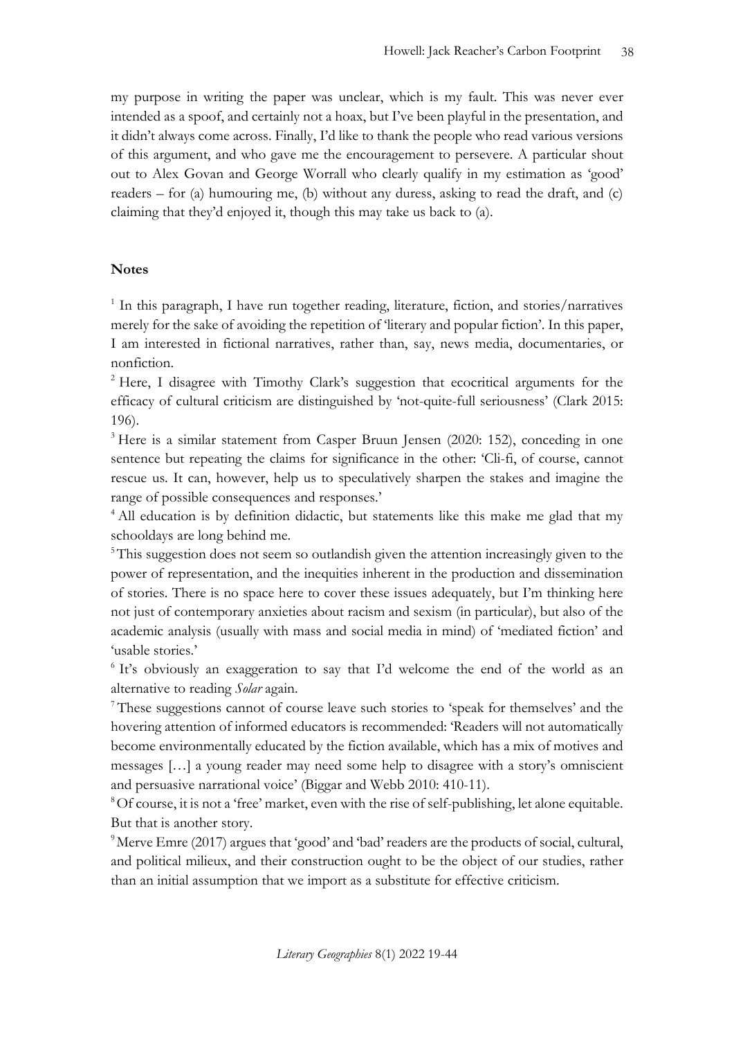my purpose in writing the paper was unclear, which is my fault. This was never ever intended as a spoof, and certainly not a hoax, but I've been playful in the presentation, and it didn't always come across. Finally, I'd like to thank the people who read various versions of this argument, and who gave me the encouragement to persevere. A particular shout out to Alex Govan and George Worrall who clearly qualify in my estimation as 'good' readers – for (a) humouring me, (b) without any duress, asking to read the draft, and (c) claiming that they'd enjoyed it, though this may take us back to (a).

## Notes

[1] In this paragraph, I have run together reading, literature, fiction, and stories/narratives merely for the sake of avoiding the repetition of 'literary and popular fiction'. In this paper, I am interested in fictional narratives, rather than, say, news media, documentaries, or nonfiction.

[2] Here, I disagree with Timothy Clark's suggestion that ecocritical arguments for the efficacy of cultural criticism are distinguished by 'not-quite-full seriousness' (Clark 2015: 196).

[3] Here is a similar statement from Casper Bruun Jensen (2020: 152), conceding in one sentence but repeating the claims for significance in the other: 'Cli-fi, of course, cannot rescue us. It can, however, help us to speculatively sharpen the stakes and imagine the range of possible consequences and responses.'

[4] All education is by definition didactic, but statements like this make me glad that my schooldays are long behind me.

[5] This suggestion does not seem so outlandish given the attention increasingly given to the power of representation, and the inequities inherent in the production and dissemination of stories. There is no space here to cover these issues adequately, but I'm thinking here not just of contemporary anxieties about racism and sexism (in particular), but also of the academic analysis (usually with mass and social media in mind) of 'mediated fiction' and 'usable stories.'

[6] It's obviously an exaggeration to say that I'd welcome the end of the world as an alternative to reading *Solar* again.

[7] These suggestions cannot of course leave such stories to 'speak for themselves' and the hovering attention of informed educators is recommended: 'Readers will not automatically become environmentally educated by the fiction available, which has a mix of motives and messages […] a young reader may need some help to disagree with a story's omniscient and persuasive narrational voice' (Biggar and Webb 2010: 410-11).

[8] Of course, it is not a 'free' market, even with the rise of self-publishing, let alone equitable. But that is another story.

[9] Merve Emre (2017) argues that 'good' and 'bad' readers are the products of social, cultural, and political milieux, and their construction ought to be the object of our studies, rather than an initial assumption that we import as a substitute for effective criticism.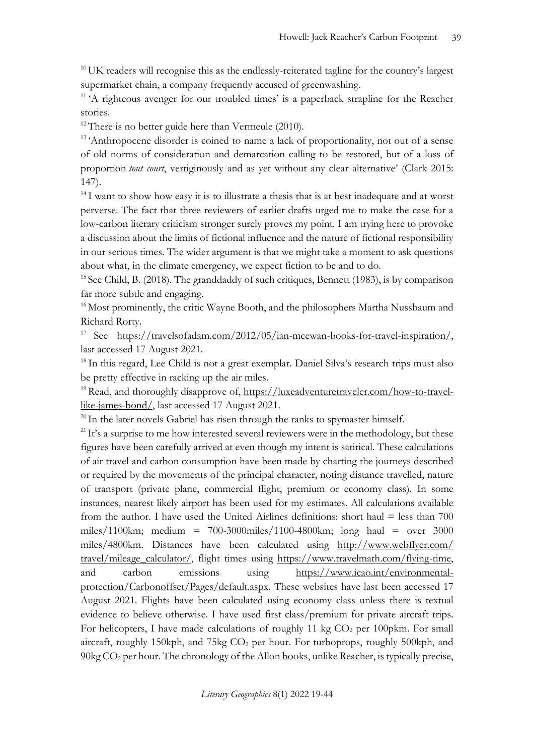[10] UK readers will recognise this as the endlessly-reiterated tagline for the country's largest supermarket chain, a company frequently accused of greenwashing.

[11] 'A righteous avenger for our troubled times' is a paperback strapline for the Reacher stories.

[12] There is no better guide here than Vermeule (2010).

[13] 'Anthropocene disorder is coined to name a lack of proportionality, not out of a sense of old norms of consideration and demarcation calling to be restored, but of a loss of proportion *tout court*, vertiginously and as yet without any clear alternative' (Clark 2015: 147).

[14] I want to show how easy it is to illustrate a thesis that is at best inadequate and at worst perverse. The fact that three reviewers of earlier drafts urged me to make the case for a low-carbon literary criticism stronger surely proves my point. I am trying here to provoke a discussion about the limits of fictional influence and the nature of fictional responsibility in our serious times. The wider argument is that we might take a moment to ask questions about what, in the climate emergency, we expect fiction to be and to do.

[15] See Child, B. (2018). The granddaddy of such critiques, Bennett (1983), is by comparison far more subtle and engaging.

[16] Most prominently, the critic Wayne Booth, and the philosophers Martha Nussbaum and Richard Rorty.

[17] See https://travelsofadam.com/2012/05/ian-mcewan-books-for-travel-inspiration/, last accessed 17 August 2021.

[18] In this regard, Lee Child is not a great exemplar. Daniel Silva's research trips must also be pretty effective in racking up the air miles.

[19] Read, and thoroughly disapprove of, https://luxeadventuretraveler.com/how-to-travel-like-james-bond/, last accessed 17 August 2021.

[20] In the later novels Gabriel has risen through the ranks to spymaster himself.

[21] It's a surprise to me how interested several reviewers were in the methodology, but these figures have been carefully arrived at even though my intent is satirical. These calculations of air travel and carbon consumption have been made by charting the journeys described or required by the movements of the principal character, noting distance travelled, nature of transport (private plane, commercial flight, premium or economy class). In some instances, nearest likely airport has been used for my estimates. All calculations available from the author. I have used the United Airlines definitions: short haul = less than 700 miles/1100km; medium = 700-3000miles/1100-4800km; long haul = over 3000 miles/4800km. Distances have been calculated using http://www.webflyer.com/travel/mileage_calculator/, flight times using https://www.travelmath.com/flying-time, and carbon emissions using https://www.icao.int/environmental-protection/Carbonoffset/Pages/default.aspx. These websites have last been accessed 17 August 2021. Flights have been calculated using economy class unless there is textual evidence to believe otherwise. I have used first class/premium for private aircraft trips. For helicopters, I have made calculations of roughly 11 kg $CO_2$ per 100pkm. For small aircraft, roughly 150kph, and 75kg $CO_2$ per hour. For turboprops, roughly 500kph, and 90kg $CO_2$ per hour. The chronology of the Allon books, unlike Reacher, is typically precise,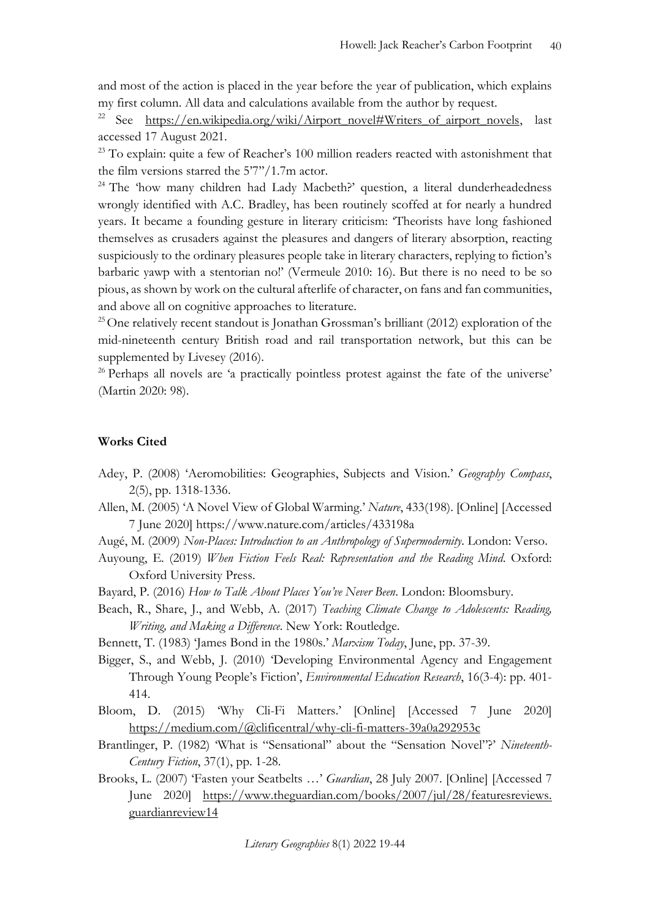and most of the action is placed in the year before the year of publication, which explains my first column. All data and calculations available from the author by request.

[22] See https://en.wikipedia.org/wiki/Airport_novel#Writers_of_airport_novels, last accessed 17 August 2021.

[23] To explain: quite a few of Reacher's 100 million readers reacted with astonishment that the film versions starred the 5'7"/1.7m actor.

[24] The 'how many children had Lady Macbeth?' question, a literal dunderheadedness wrongly identified with A.C. Bradley, has been routinely scoffed at for nearly a hundred years. It became a founding gesture in literary criticism: 'Theorists have long fashioned themselves as crusaders against the pleasures and dangers of literary absorption, reacting suspiciously to the ordinary pleasures people take in literary characters, replying to fiction's barbaric yawp with a stentorian no!' (Vermeule 2010: 16). But there is no need to be so pious, as shown by work on the cultural afterlife of character, on fans and fan communities, and above all on cognitive approaches to literature.

[25] One relatively recent standout is Jonathan Grossman's brilliant (2012) exploration of the mid-nineteenth century British road and rail transportation network, but this can be supplemented by Livesey (2016).

[26] Perhaps all novels are 'a practically pointless protest against the fate of the universe' (Martin 2020: 98).

**Works Cited**

Adey, P. (2008) 'Aeromobilities: Geographies, Subjects and Vision.' *Geography Compass*, 2(5), pp. 1318-1336.

Allen, M. (2005) 'A Novel View of Global Warming.' *Nature*, 433(198). [Online] [Accessed 7 June 2020] https://www.nature.com/articles/433198a

Augé, M. (2009) *Non-Places: Introduction to an Anthropology of Supermodernity*. London: Verso.

Auyoung, E. (2019) *When Fiction Feels Real: Representation and the Reading Mind*. Oxford: Oxford University Press.

Bayard, P. (2016) *How to Talk About Places You've Never Been*. London: Bloomsbury.

Beach, R., Share, J., and Webb, A. (2017) *Teaching Climate Change to Adolescents: Reading, Writing, and Making a Difference*. New York: Routledge.

Bennett, T. (1983) 'James Bond in the 1980s.' *Marxism Today*, June, pp. 37-39.

Bigger, S., and Webb, J. (2010) 'Developing Environmental Agency and Engagement Through Young People's Fiction', *Environmental Education Research*, 16(3-4): pp. 401-414.

Bloom, D. (2015) 'Why Cli-Fi Matters.' [Online] [Accessed 7 June 2020] https://medium.com/@clificentral/why-cli-fi-matters-39a0a292953c

Brantlinger, P. (1982) 'What is "Sensational" about the "Sensation Novel"?' *Nineteenth-Century Fiction*, 37(1), pp. 1-28.

Brooks, L. (2007) 'Fasten your Seatbelts …' *Guardian*, 28 July 2007. [Online] [Accessed 7 June 2020] https://www.theguardian.com/books/2007/jul/28/featuresreviews.guardianreview14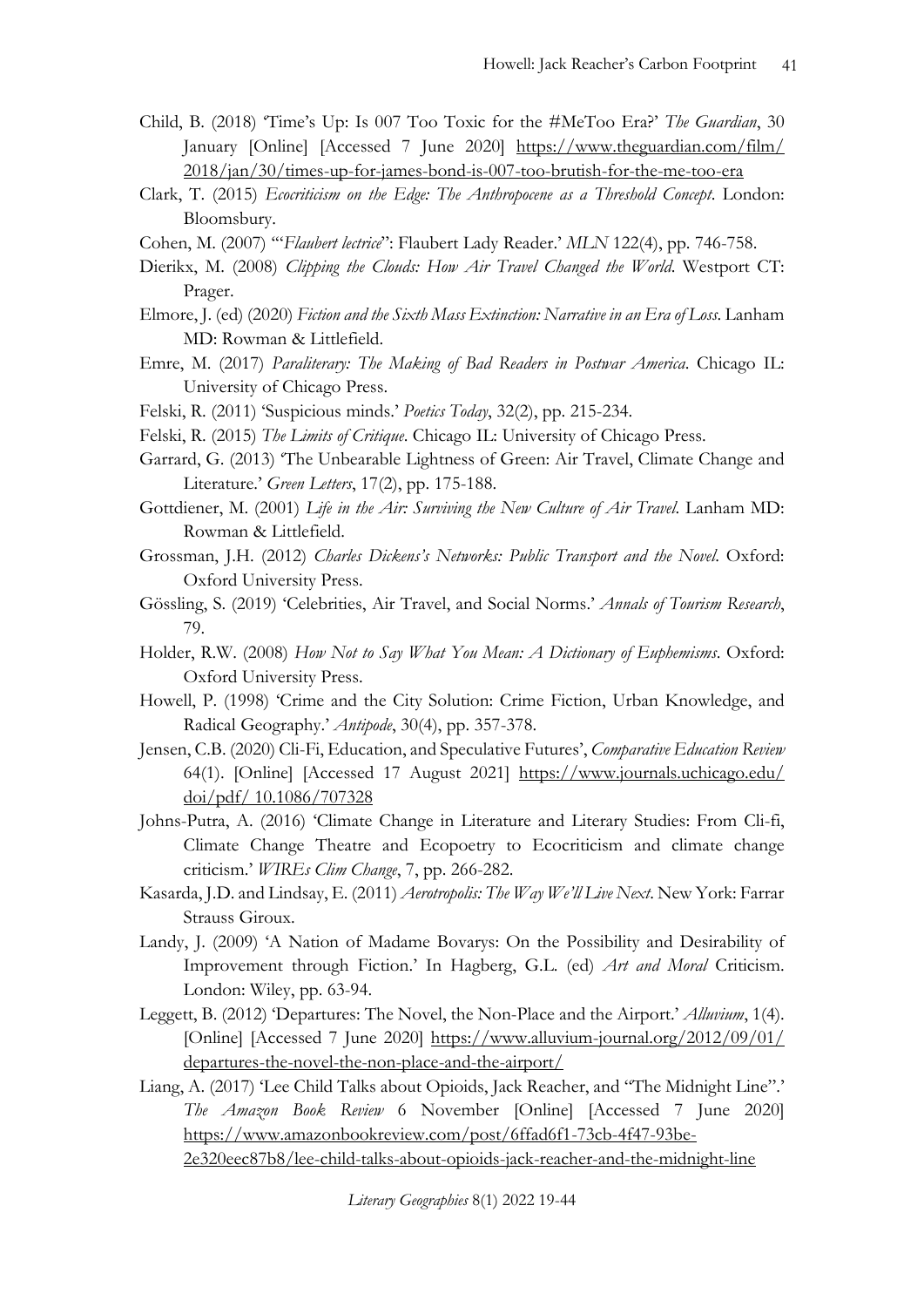Child, B. (2018) 'Time's Up: Is 007 Too Toxic for the #MeToo Era?' *The Guardian*, 30 January [Online] [Accessed 7 June 2020] https://www.theguardian.com/film/2018/jan/30/times-up-for-james-bond-is-007-too-brutish-for-the-me-too-era

Clark, T. (2015) *Ecocriticism on the Edge: The Anthropocene as a Threshold Concept*. London: Bloomsbury.

Cohen, M. (2007) '"*Flaubert lectrice*": Flaubert Lady Reader.' *MLN* 122(4), pp. 746-758.

Dierikx, M. (2008) *Clipping the Clouds: How Air Travel Changed the World*. Westport CT: Prager.

Elmore, J. (ed) (2020) *Fiction and the Sixth Mass Extinction: Narrative in an Era of Loss*. Lanham MD: Rowman & Littlefield.

Emre, M. (2017) *Paraliterary: The Making of Bad Readers in Postwar America*. Chicago IL: University of Chicago Press.

Felski, R. (2011) 'Suspicious minds.' *Poetics Today*, 32(2), pp. 215-234.

Felski, R. (2015) *The Limits of Critique*. Chicago IL: University of Chicago Press.

Garrard, G. (2013) 'The Unbearable Lightness of Green: Air Travel, Climate Change and Literature.' *Green Letters*, 17(2), pp. 175-188.

Gottdiener, M. (2001) *Life in the Air: Surviving the New Culture of Air Travel*. Lanham MD: Rowman & Littlefield.

Grossman, J.H. (2012) *Charles Dickens's Networks: Public Transport and the Novel*. Oxford: Oxford University Press.

Gössling, S. (2019) 'Celebrities, Air Travel, and Social Norms.' *Annals of Tourism Research*, 79.

Holder, R.W. (2008) *How Not to Say What You Mean: A Dictionary of Euphemisms*. Oxford: Oxford University Press.

Howell, P. (1998) 'Crime and the City Solution: Crime Fiction, Urban Knowledge, and Radical Geography.' *Antipode*, 30(4), pp. 357-378.

Jensen, C.B. (2020) Cli-Fi, Education, and Speculative Futures', *Comparative Education Review* 64(1). [Online] [Accessed 17 August 2021] https://www.journals.uchicago.edu/doi/pdf/ 10.1086/707328

Johns-Putra, A. (2016) 'Climate Change in Literature and Literary Studies: From Cli-fi, Climate Change Theatre and Ecopoetry to Ecocriticism and climate change criticism.' *WIREs Clim Change*, 7, pp. 266-282.

Kasarda, J.D. and Lindsay, E. (2011) *Aerotropolis: The Way We'll Live Next*. New York: Farrar Strauss Giroux.

Landy, J. (2009) 'A Nation of Madame Bovarys: On the Possibility and Desirability of Improvement through Fiction.' In Hagberg, G.L. (ed) *Art and Moral* Criticism. London: Wiley, pp. 63-94.

Leggett, B. (2012) 'Departures: The Novel, the Non-Place and the Airport.' *Alluvium*, 1(4). [Online] [Accessed 7 June 2020] https://www.alluvium-journal.org/2012/09/01/departures-the-novel-the-non-place-and-the-airport/

Liang, A. (2017) 'Lee Child Talks about Opioids, Jack Reacher, and "The Midnight Line".' *The Amazon Book Review* 6 November [Online] [Accessed 7 June 2020] https://www.amazonbookreview.com/post/6ffad6f1-73cb-4f47-93be-2e320eec87b8/lee-child-talks-about-opioids-jack-reacher-and-the-midnight-line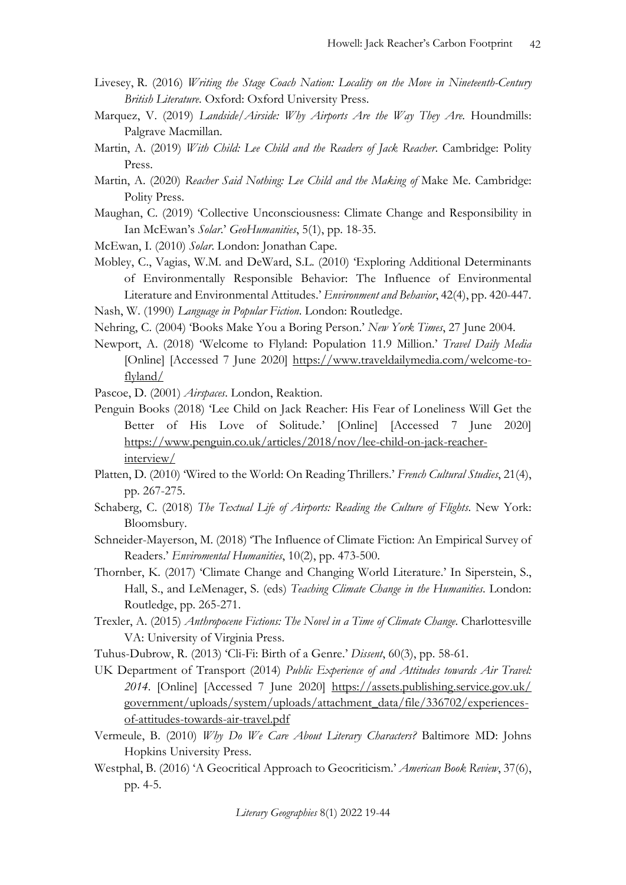Livesey, R. (2016) *Writing the Stage Coach Nation: Locality on the Move in Nineteenth-Century British Literature*. Oxford: Oxford University Press.

Marquez, V. (2019) *Landside/Airside: Why Airports Are the Way They Are*. Houndmills: Palgrave Macmillan.

Martin, A. (2019) *With Child: Lee Child and the Readers of Jack Reacher*. Cambridge: Polity Press.

Martin, A. (2020) *Reacher Said Nothing: Lee Child and the Making of* Make Me. Cambridge: Polity Press.

Maughan, C. (2019) 'Collective Unconsciousness: Climate Change and Responsibility in Ian McEwan's *Solar*.' *GeoHumanities*, 5(1), pp. 18-35.

McEwan, I. (2010) *Solar*. London: Jonathan Cape.

Mobley, C., Vagias, W.M. and DeWard, S.L. (2010) 'Exploring Additional Determinants of Environmentally Responsible Behavior: The Influence of Environmental Literature and Environmental Attitudes.' *Environment and Behavior*, 42(4), pp. 420-447.

Nash, W. (1990) *Language in Popular Fiction*. London: Routledge.

Nehring, C. (2004) 'Books Make You a Boring Person.' *New York Times*, 27 June 2004.

Newport, A. (2018) 'Welcome to Flyland: Population 11.9 Million.' *Travel Daily Media* [Online] [Accessed 7 June 2020] https://www.traveldailymedia.com/welcome-to-flyland/

Pascoe, D. (2001) *Airspaces*. London, Reaktion.

Penguin Books (2018) 'Lee Child on Jack Reacher: His Fear of Loneliness Will Get the Better of His Love of Solitude.' [Online] [Accessed 7 June 2020] https://www.penguin.co.uk/articles/2018/nov/lee-child-on-jack-reacher-interview/

Platten, D. (2010) 'Wired to the World: On Reading Thrillers.' *French Cultural Studies*, 21(4), pp. 267-275.

Schaberg, C. (2018) *The Textual Life of Airports: Reading the Culture of Flights*. New York: Bloomsbury.

Schneider-Mayerson, M. (2018) 'The Influence of Climate Fiction: An Empirical Survey of Readers.' *Enviromental Humanities*, 10(2), pp. 473-500.

Thornber, K. (2017) 'Climate Change and Changing World Literature.' In Siperstein, S., Hall, S., and LeMenager, S. (eds) *Teaching Climate Change in the Humanities*. London: Routledge, pp. 265-271.

Trexler, A. (2015) *Anthropocene Fictions: The Novel in a Time of Climate Change*. Charlottesville VA: University of Virginia Press.

Tuhus-Dubrow, R. (2013) 'Cli-Fi: Birth of a Genre.' *Dissent*, 60(3), pp. 58-61.

UK Department of Transport (2014) *Public Experience of and Attitudes towards Air Travel: 2014*. [Online] [Accessed 7 June 2020] https://assets.publishing.service.gov.uk/government/uploads/system/uploads/attachment_data/file/336702/experiences-of-attitudes-towards-air-travel.pdf

Vermeule, B. (2010) *Why Do We Care About Literary Characters?* Baltimore MD: Johns Hopkins University Press.

Westphal, B. (2016) 'A Geocritical Approach to Geocriticism.' *American Book Review*, 37(6), pp. 4-5.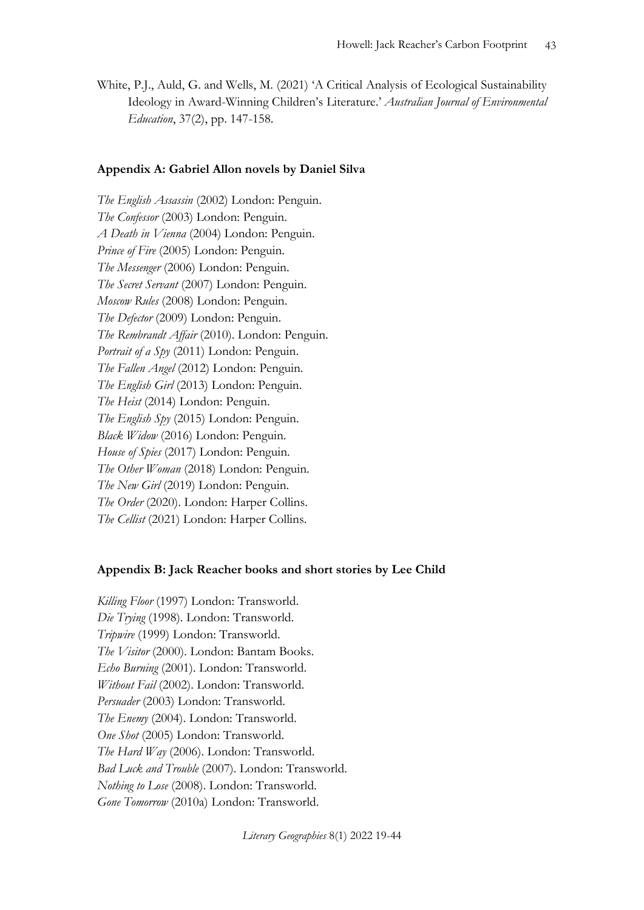White, P.J., Auld, G. and Wells, M. (2021) 'A Critical Analysis of Ecological Sustainability Ideology in Award-Winning Children's Literature.' *Australian Journal of Environmental Education*, 37(2), pp. 147-158.

### Appendix A: Gabriel Allon novels by Daniel Silva

*The English Assassin* (2002) London: Penguin.
*The Confessor* (2003) London: Penguin.
*A Death in Vienna* (2004) London: Penguin.
*Prince of Fire* (2005) London: Penguin.
*The Messenger* (2006) London: Penguin.
*The Secret Servant* (2007) London: Penguin.
*Moscow Rules* (2008) London: Penguin.
*The Defector* (2009) London: Penguin.
*The Rembrandt Affair* (2010). London: Penguin.
*Portrait of a Spy* (2011) London: Penguin.
*The Fallen Angel* (2012) London: Penguin.
*The English Girl* (2013) London: Penguin.
*The Heist* (2014) London: Penguin.
*The English Spy* (2015) London: Penguin.
*Black Widow* (2016) London: Penguin.
*House of Spies* (2017) London: Penguin.
*The Other Woman* (2018) London: Penguin.
*The New Girl* (2019) London: Penguin.
*The Order* (2020). London: Harper Collins.
*The Cellist* (2021) London: Harper Collins.

### Appendix B: Jack Reacher books and short stories by Lee Child

*Killing Floor* (1997) London: Transworld.
*Die Trying* (1998). London: Transworld.
*Tripwire* (1999) London: Transworld.
*The Visitor* (2000). London: Bantam Books.
*Echo Burning* (2001). London: Transworld.
*Without Fail* (2002). London: Transworld.
*Persuader* (2003) London: Transworld.
*The Enemy* (2004). London: Transworld.
*One Shot* (2005) London: Transworld.
*The Hard Way* (2006). London: Transworld.
*Bad Luck and Trouble* (2007). London: Transworld.
*Nothing to Lose* (2008). London: Transworld.
*Gone Tomorrow* (2010a) London: Transworld.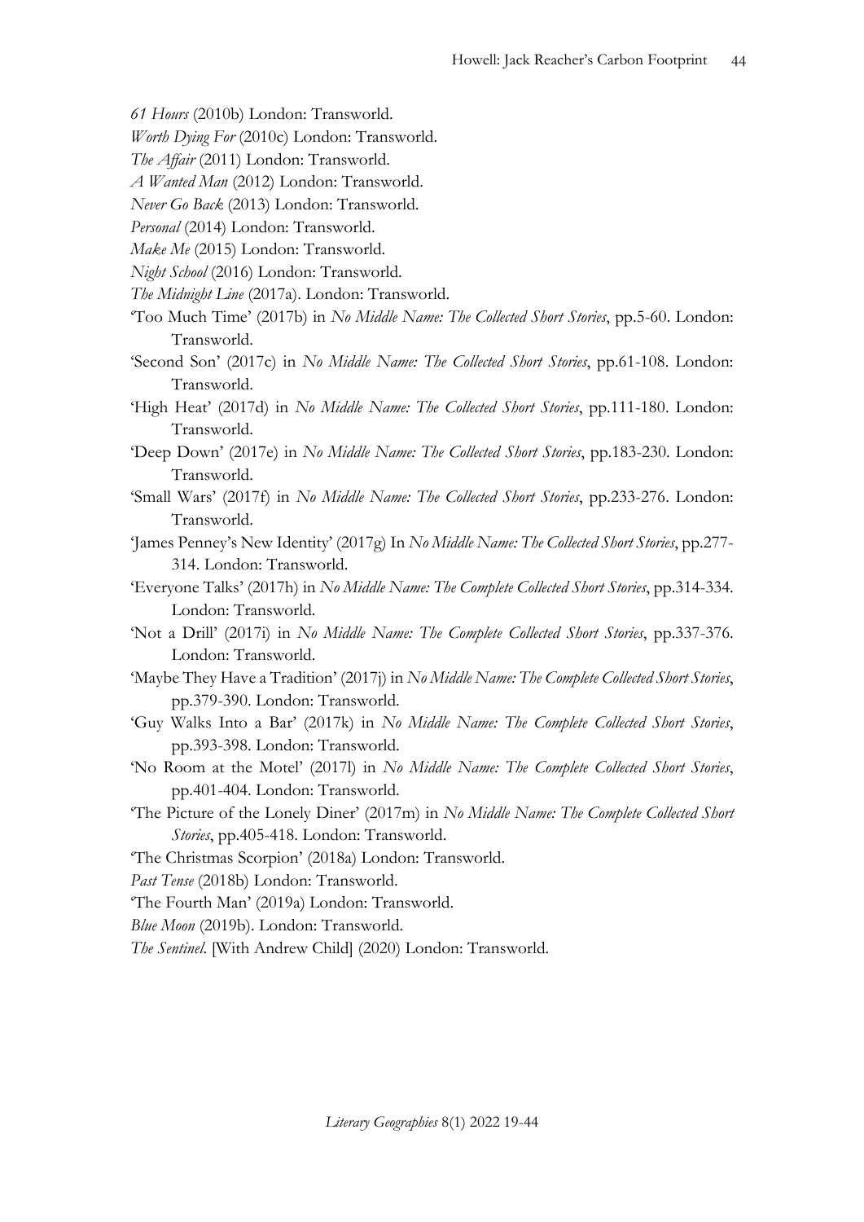*61 Hours* (2010b) London: Transworld.

*Worth Dying For* (2010c) London: Transworld.

*The Affair* (2011) London: Transworld.

*A Wanted Man* (2012) London: Transworld.

*Never Go Back* (2013) London: Transworld.

*Personal* (2014) London: Transworld.

*Make Me* (2015) London: Transworld.

*Night School* (2016) London: Transworld.

*The Midnight Line* (2017a). London: Transworld.

'Too Much Time' (2017b) in *No Middle Name: The Collected Short Stories*, pp.5-60. London: Transworld.

'Second Son' (2017c) in *No Middle Name: The Collected Short Stories*, pp.61-108. London: Transworld.

'High Heat' (2017d) in *No Middle Name: The Collected Short Stories*, pp.111-180. London: Transworld.

'Deep Down' (2017e) in *No Middle Name: The Collected Short Stories*, pp.183-230. London: Transworld.

'Small Wars' (2017f) in *No Middle Name: The Collected Short Stories*, pp.233-276. London: Transworld.

'James Penney's New Identity' (2017g) In *No Middle Name: The Collected Short Stories*, pp.277-314. London: Transworld.

'Everyone Talks' (2017h) in *No Middle Name: The Complete Collected Short Stories*, pp.314-334. London: Transworld.

'Not a Drill' (2017i) in *No Middle Name: The Complete Collected Short Stories*, pp.337-376. London: Transworld.

'Maybe They Have a Tradition' (2017j) in *No Middle Name: The Complete Collected Short Stories*, pp.379-390. London: Transworld.

'Guy Walks Into a Bar' (2017k) in *No Middle Name: The Complete Collected Short Stories*, pp.393-398. London: Transworld.

'No Room at the Motel' (2017l) in *No Middle Name: The Complete Collected Short Stories*, pp.401-404. London: Transworld.

'The Picture of the Lonely Diner' (2017m) in *No Middle Name: The Complete Collected Short Stories*, pp.405-418. London: Transworld.

'The Christmas Scorpion' (2018a) London: Transworld.

*Past Tense* (2018b) London: Transworld.

'The Fourth Man' (2019a) London: Transworld.

*Blue Moon* (2019b). London: Transworld.

*The Sentinel*. [With Andrew Child] (2020) London: Transworld.